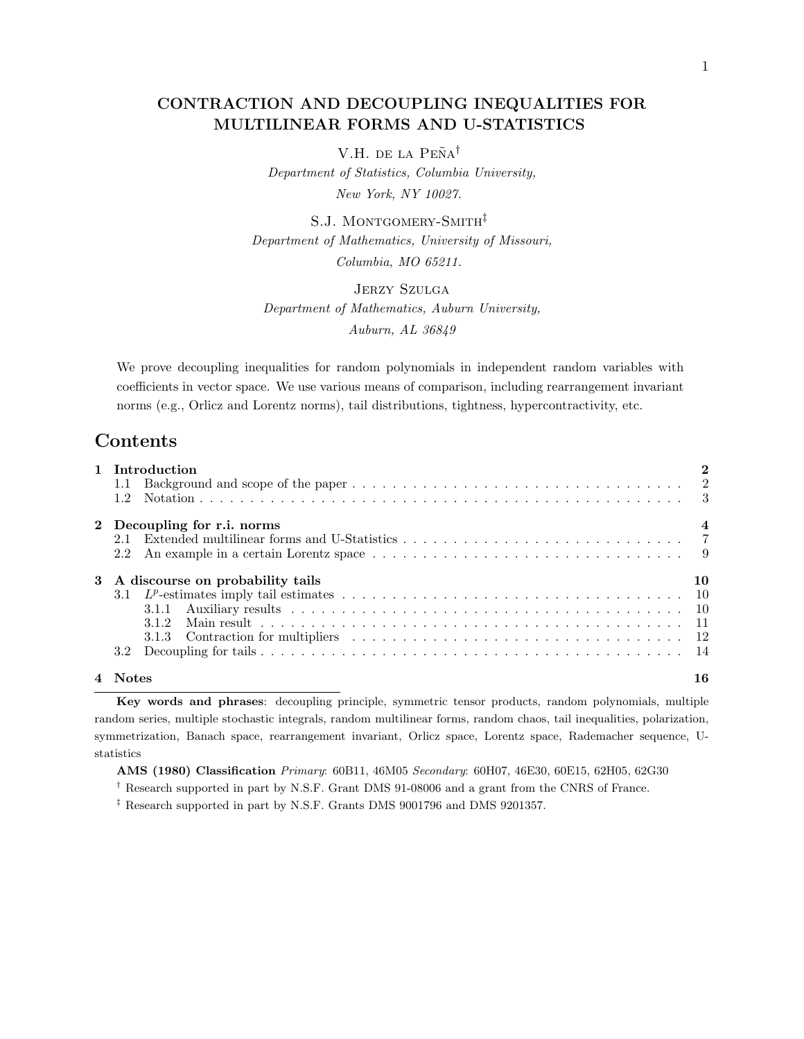# CONTRACTION AND DECOUPLING INEQUALITIES FOR MULTILINEAR FORMS AND U-STATISTICS

V.H. de la Peña[†]

*Department of Statistics, Columbia University,*
*New York, NY 10027.*

S.J. Montgomery-Smith[‡]

*Department of Mathematics, University of Missouri,*
*Columbia, MO 65211.*

Jerzy Szulga

*Department of Mathematics, Auburn University,*
*Auburn, AL 36849*

We prove decoupling inequalities for random polynomials in independent random variables with coefficients in vector space. We use various means of comparison, including rearrangement invariant norms (e.g., Orlicz and Lorentz norms), tail distributions, tightness, hypercontractivity, etc.

## Contents

**1 Introduction** — **2**
- 1.1 Background and scope of the paper — 2
- 1.2 Notation — 3

**2 Decoupling for r.i. norms** — **4**
- 2.1 Extended multilinear forms and U-Statistics — 7
- 2.2 An example in a certain Lorentz space — 9

**3 A discourse on probability tails** — **10**
- 3.1 $L^p$-estimates imply tail estimates — 10
  - 3.1.1 Auxiliary results — 10
  - 3.1.2 Main result — 11
  - 3.1.3 Contraction for multipliers — 12
- 3.2 Decoupling for tails — 14

**4 Notes** — **16**

---

**Key words and phrases**: decoupling principle, symmetric tensor products, random polynomials, multiple random series, multiple stochastic integrals, random multilinear forms, random chaos, tail inequalities, polarization, symmetrization, Banach space, rearrangement invariant, Orlicz space, Lorentz space, Rademacher sequence, U-statistics

**AMS (1980) Classification** *Primary*: 60B11, 46M05 *Secondary*: 60H07, 46E30, 60E15, 62H05, 62G30

[†] Research supported in part by N.S.F. Grant DMS 91-08006 and a grant from the CNRS of France.

[‡] Research supported in part by N.S.F. Grants DMS 9001796 and DMS 9201357.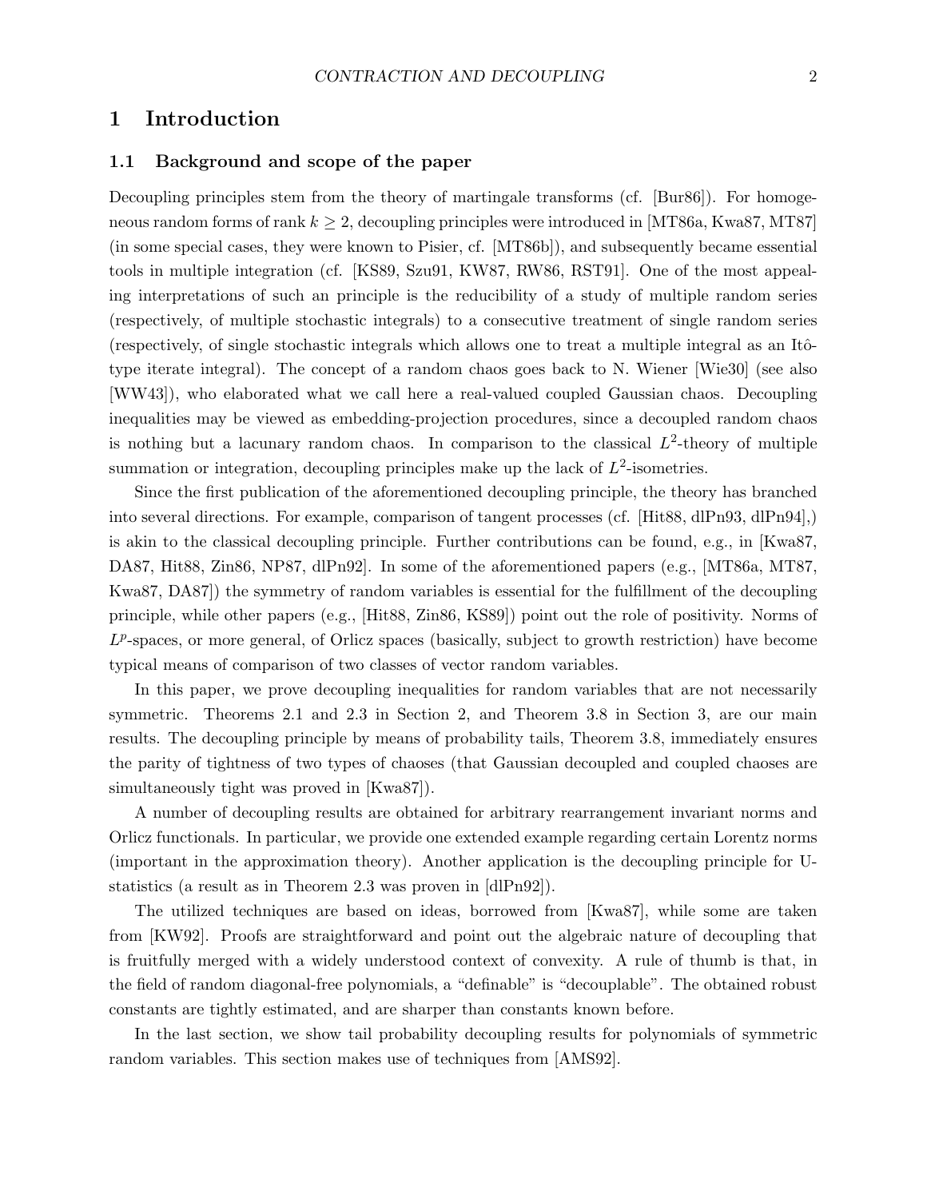# 1 Introduction

## 1.1 Background and scope of the paper

Decoupling principles stem from the theory of martingale transforms (cf. [Bur86]). For homogeneous random forms of rank $k \geq 2$, decoupling principles were introduced in [MT86a, Kwa87, MT87] (in some special cases, they were known to Pisier, cf. [MT86b]), and subsequently became essential tools in multiple integration (cf. [KS89, Szu91, KW87, RW86, RST91]. One of the most appealing interpretations of such an principle is the reducibility of a study of multiple random series (respectively, of multiple stochastic integrals) to a consecutive treatment of single random series (respectively, of single stochastic integrals which allows one to treat a multiple integral as an Itô-type iterate integral). The concept of a random chaos goes back to N. Wiener [Wie30] (see also [WW43]), who elaborated what we call here a real-valued coupled Gaussian chaos. Decoupling inequalities may be viewed as embedding-projection procedures, since a decoupled random chaos is nothing but a lacunary random chaos. In comparison to the classical $L^2$-theory of multiple summation or integration, decoupling principles make up the lack of $L^2$-isometries.

Since the first publication of the aforementioned decoupling principle, the theory has branched into several directions. For example, comparison of tangent processes (cf. [Hit88, dlPn93, dlPn94],) is akin to the classical decoupling principle. Further contributions can be found, e.g., in [Kwa87, DA87, Hit88, Zin86, NP87, dlPn92]. In some of the aforementioned papers (e.g., [MT86a, MT87, Kwa87, DA87]) the symmetry of random variables is essential for the fulfillment of the decoupling principle, while other papers (e.g., [Hit88, Zin86, KS89]) point out the role of positivity. Norms of $L^p$-spaces, or more general, of Orlicz spaces (basically, subject to growth restriction) have become typical means of comparison of two classes of vector random variables.

In this paper, we prove decoupling inequalities for random variables that are not necessarily symmetric. Theorems 2.1 and 2.3 in Section 2, and Theorem 3.8 in Section 3, are our main results. The decoupling principle by means of probability tails, Theorem 3.8, immediately ensures the parity of tightness of two types of chaoses (that Gaussian decoupled and coupled chaoses are simultaneously tight was proved in [Kwa87]).

A number of decoupling results are obtained for arbitrary rearrangement invariant norms and Orlicz functionals. In particular, we provide one extended example regarding certain Lorentz norms (important in the approximation theory). Another application is the decoupling principle for U-statistics (a result as in Theorem 2.3 was proven in [dlPn92]).

The utilized techniques are based on ideas, borrowed from [Kwa87], while some are taken from [KW92]. Proofs are straightforward and point out the algebraic nature of decoupling that is fruitfully merged with a widely understood context of convexity. A rule of thumb is that, in the field of random diagonal-free polynomials, a "definable" is "decouplable". The obtained robust constants are tightly estimated, and are sharper than constants known before.

In the last section, we show tail probability decoupling results for polynomials of symmetric random variables. This section makes use of techniques from [AMS92].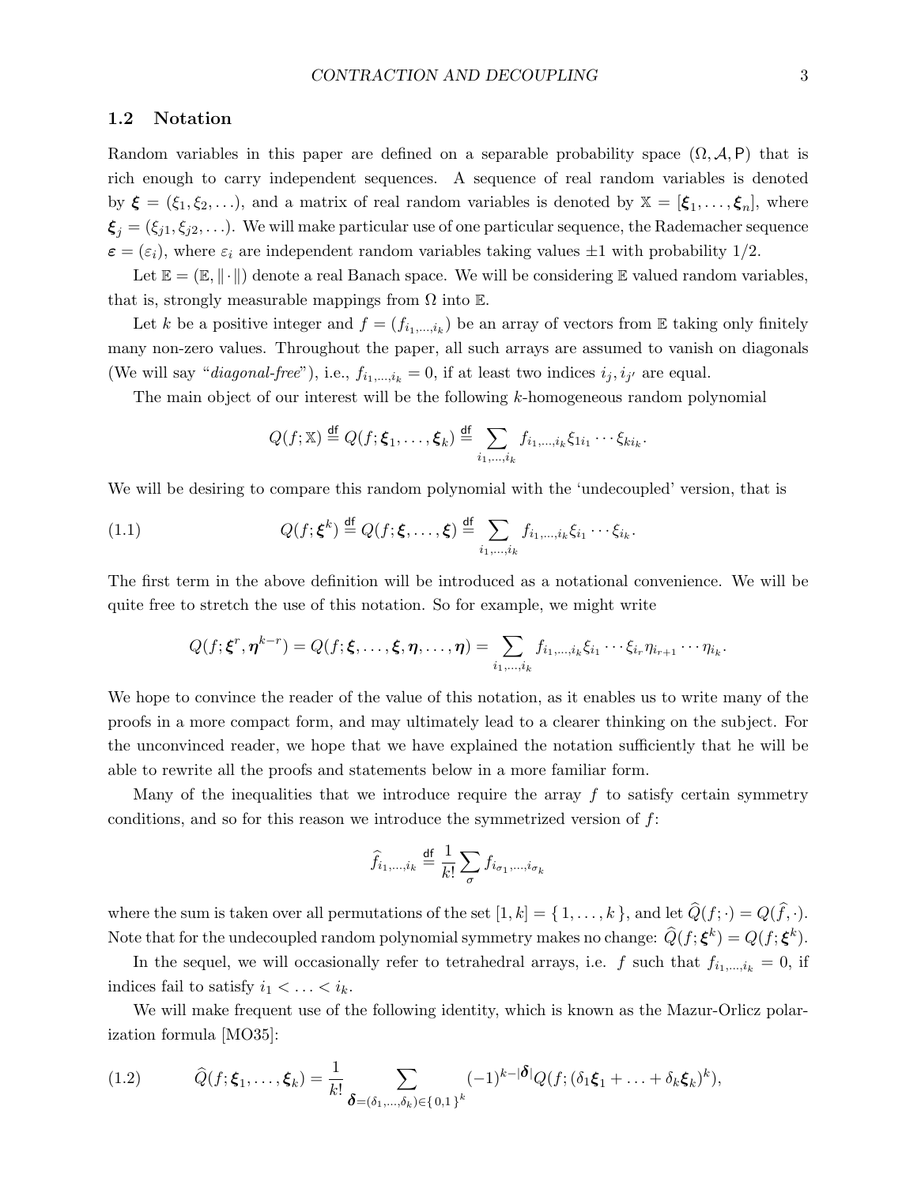## 1.2 Notation

Random variables in this paper are defined on a separable probability space $(\Omega, \mathcal{A}, \mathsf{P})$ that is rich enough to carry independent sequences. A sequence of real random variables is denoted by $\boldsymbol{\xi} = (\xi_1, \xi_2, \ldots)$, and a matrix of real random variables is denoted by $\mathbb{X} = [\boldsymbol{\xi}_1, \ldots, \boldsymbol{\xi}_n]$, where $\boldsymbol{\xi}_j = (\xi_{j1}, \xi_{j2}, \ldots)$. We will make particular use of one particular sequence, the Rademacher sequence $\boldsymbol{\varepsilon} = (\varepsilon_i)$, where $\varepsilon_i$ are independent random variables taking values $\pm 1$ with probability $1/2$.

Let $\mathbb{E} = (\mathbb{E}, \|\cdot\|)$ denote a real Banach space. We will be considering $\mathbb{E}$ valued random variables, that is, strongly measurable mappings from $\Omega$ into $\mathbb{E}$.

Let $k$ be a positive integer and $f = (f_{i_1,\ldots,i_k})$ be an array of vectors from $\mathbb{E}$ taking only finitely many non-zero values. Throughout the paper, all such arrays are assumed to vanish on diagonals (We will say "*diagonal-free*"), i.e., $f_{i_1,\ldots,i_k} = 0$, if at least two indices $i_j, i_{j'}$ are equal.

The main object of our interest will be the following $k$-homogeneous random polynomial

$$Q(f; \mathbb{X}) \stackrel{\mathsf{df}}{=} Q(f; \boldsymbol{\xi}_1, \ldots, \boldsymbol{\xi}_k) \stackrel{\mathsf{df}}{=} \sum_{i_1,\ldots,i_k} f_{i_1,\ldots,i_k} \xi_{1i_1} \cdots \xi_{ki_k}.$$

We will be desiring to compare this random polynomial with the 'undecoupled' version, that is

$$Q(f; \boldsymbol{\xi}^k) \stackrel{\mathsf{df}}{=} Q(f; \boldsymbol{\xi}, \ldots, \boldsymbol{\xi}) \stackrel{\mathsf{df}}{=} \sum_{i_1,\ldots,i_k} f_{i_1,\ldots,i_k} \xi_{i_1} \cdots \xi_{i_k}. \tag{1.1}$$

The first term in the above definition will be introduced as a notational convenience. We will be quite free to stretch the use of this notation. So for example, we might write

$$Q(f; \boldsymbol{\xi}^r, \boldsymbol{\eta}^{k-r}) = Q(f; \boldsymbol{\xi}, \ldots, \boldsymbol{\xi}, \boldsymbol{\eta}, \ldots, \boldsymbol{\eta}) = \sum_{i_1,\ldots,i_k} f_{i_1,\ldots,i_k} \xi_{i_1} \cdots \xi_{i_r} \eta_{i_{r+1}} \cdots \eta_{i_k}.$$

We hope to convince the reader of the value of this notation, as it enables us to write many of the proofs in a more compact form, and may ultimately lead to a clearer thinking on the subject. For the unconvinced reader, we hope that we have explained the notation sufficiently that he will be able to rewrite all the proofs and statements below in a more familiar form.

Many of the inequalities that we introduce require the array $f$ to satisfy certain symmetry conditions, and so for this reason we introduce the symmetrized version of $f$:

$$\widehat{f}_{i_1,\ldots,i_k} \stackrel{\mathsf{df}}{=} \frac{1}{k!} \sum_{\sigma} f_{i_{\sigma_1},\ldots,i_{\sigma_k}}$$

where the sum is taken over all permutations of the set $[1, k] = \{1, \ldots, k\}$, and let $\widehat{Q}(f; \cdot) = Q(\widehat{f}, \cdot)$. Note that for the undecoupled random polynomial symmetry makes no change: $\widehat{Q}(f; \boldsymbol{\xi}^k) = Q(f; \boldsymbol{\xi}^k)$.

In the sequel, we will occasionally refer to tetrahedral arrays, i.e. $f$ such that $f_{i_1,\ldots,i_k} = 0$, if indices fail to satisfy $i_1 < \ldots < i_k$.

We will make frequent use of the following identity, which is known as the Mazur-Orlicz polarization formula [MO35]:

$$\widehat{Q}(f; \boldsymbol{\xi}_1, \ldots, \boldsymbol{\xi}_k) = \frac{1}{k!} \sum_{\boldsymbol{\delta}=(\delta_1,\ldots,\delta_k) \in \{0,1\}^k} (-1)^{k-|\boldsymbol{\delta}|} Q(f; (\delta_1 \boldsymbol{\xi}_1 + \ldots + \delta_k \boldsymbol{\xi}_k)^k), \tag{1.2}$$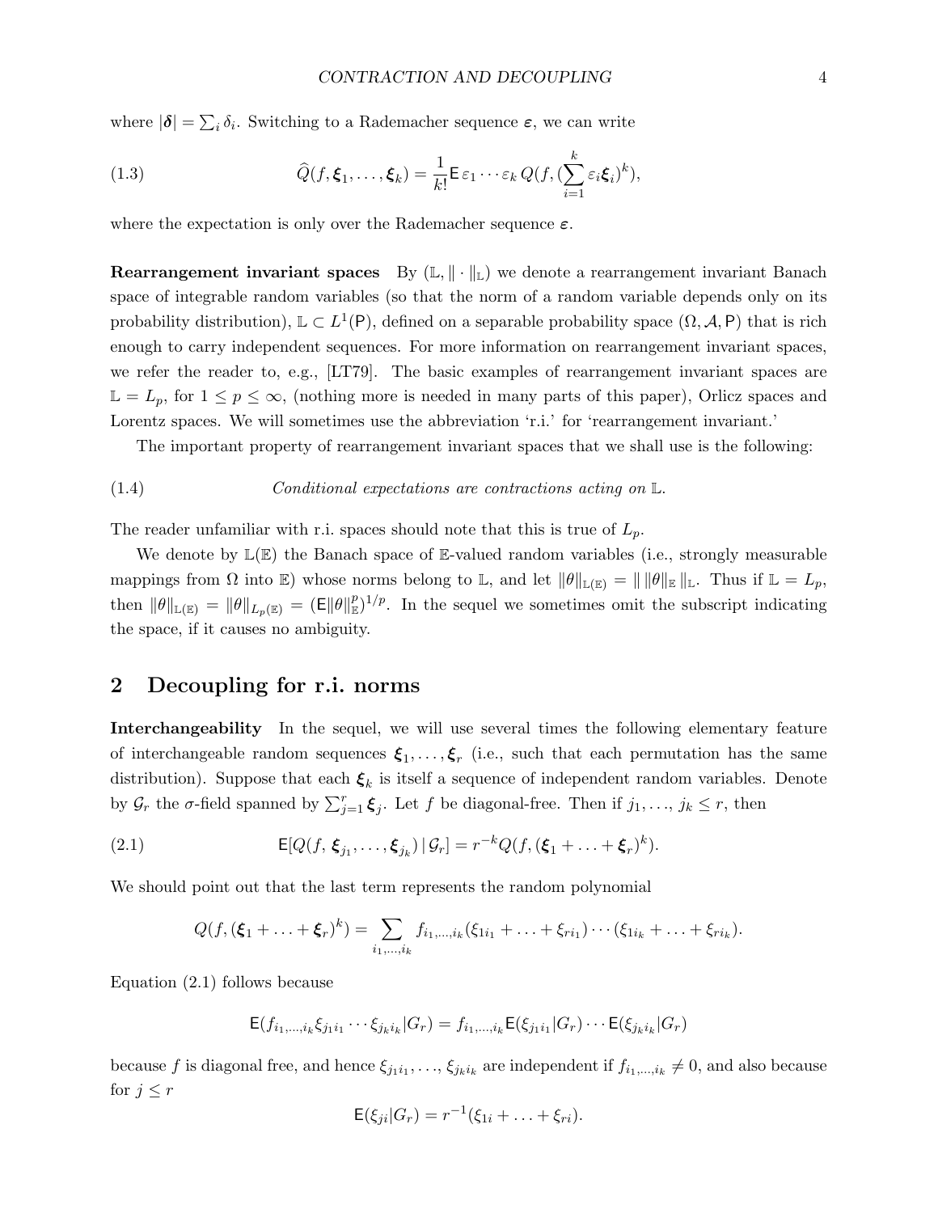where $|\boldsymbol{\delta}| = \sum_i \delta_i$. Switching to a Rademacher sequence $\boldsymbol{\varepsilon}$, we can write

$$\widehat{Q}(f, \boldsymbol{\xi}_1, \ldots, \boldsymbol{\xi}_k) = \frac{1}{k!} \mathsf{E}\, \varepsilon_1 \cdots \varepsilon_k \, Q(f, (\sum_{i=1}^{k} \varepsilon_i \boldsymbol{\xi}_i)^k), \tag{1.3}$$

where the expectation is only over the Rademacher sequence $\boldsymbol{\varepsilon}$.

**Rearrangement invariant spaces** By $(\mathbb{L}, \|\cdot\|_{\mathbb{L}})$ we denote a rearrangement invariant Banach space of integrable random variables (so that the norm of a random variable depends only on its probability distribution), $\mathbb{L} \subset L^1(\mathsf{P})$, defined on a separable probability space $(\Omega, \mathcal{A}, \mathsf{P})$ that is rich enough to carry independent sequences. For more information on rearrangement invariant spaces, we refer the reader to, e.g., [LT79]. The basic examples of rearrangement invariant spaces are $\mathbb{L} = L_p$, for $1 \le p \le \infty$, (nothing more is needed in many parts of this paper), Orlicz spaces and Lorentz spaces. We will sometimes use the abbreviation 'r.i.' for 'rearrangement invariant.'

The important property of rearrangement invariant spaces that we shall use is the following:

(1.4) *Conditional expectations are contractions acting on $\mathbb{L}$.*

The reader unfamiliar with r.i. spaces should note that this is true of $L_p$.

We denote by $\mathbb{L}(\mathbb{E})$ the Banach space of $\mathbb{E}$-valued random variables (i.e., strongly measurable mappings from $\Omega$ into $\mathbb{E}$) whose norms belong to $\mathbb{L}$, and let $\|\theta\|_{\mathbb{L}(\mathbb{E})} = \| \, \|\theta\|_{\mathbb{E}} \, \|_{\mathbb{L}}$. Thus if $\mathbb{L} = L_p$, then $\|\theta\|_{\mathbb{L}(\mathbb{E})} = \|\theta\|_{L_p(\mathbb{E})} = (\mathsf{E}\|\theta\|_{\mathbb{E}}^p)^{1/p}$. In the sequel we sometimes omit the subscript indicating the space, if it causes no ambiguity.

## 2 Decoupling for r.i. norms

**Interchangeability** In the sequel, we will use several times the following elementary feature of interchangeable random sequences $\boldsymbol{\xi}_1, \ldots, \boldsymbol{\xi}_r$ (i.e., such that each permutation has the same distribution). Suppose that each $\boldsymbol{\xi}_k$ is itself a sequence of independent random variables. Denote by $\mathcal{G}_r$ the $\sigma$-field spanned by $\sum_{j=1}^r \boldsymbol{\xi}_j$. Let $f$ be diagonal-free. Then if $j_1, \ldots, j_k \le r$, then

$$\mathsf{E}[Q(f, \boldsymbol{\xi}_{j_1}, \ldots, \boldsymbol{\xi}_{j_k}) \,|\, \mathcal{G}_r] = r^{-k} Q(f, (\boldsymbol{\xi}_1 + \ldots + \boldsymbol{\xi}_r)^k). \tag{2.1}$$

We should point out that the last term represents the random polynomial

$$Q(f, (\boldsymbol{\xi}_1 + \ldots + \boldsymbol{\xi}_r)^k) = \sum_{i_1, \ldots, i_k} f_{i_1, \ldots, i_k} (\xi_{1 i_1} + \ldots + \xi_{r i_1}) \cdots (\xi_{1 i_k} + \ldots + \xi_{r i_k}).$$

Equation (2.1) follows because

$$\mathsf{E}(f_{i_1, \ldots, i_k} \xi_{j_1 i_1} \cdots \xi_{j_k i_k} | G_r) = f_{i_1, \ldots, i_k} \mathsf{E}(\xi_{j_1 i_1} | G_r) \cdots \mathsf{E}(\xi_{j_k i_k} | G_r)$$

because $f$ is diagonal free, and hence $\xi_{j_1 i_1}, \ldots, \xi_{j_k i_k}$ are independent if $f_{i_1, \ldots, i_k} \ne 0$, and also because for $j \le r$

$$\mathsf{E}(\xi_{ji} | G_r) = r^{-1}(\xi_{1i} + \ldots + \xi_{ri}).$$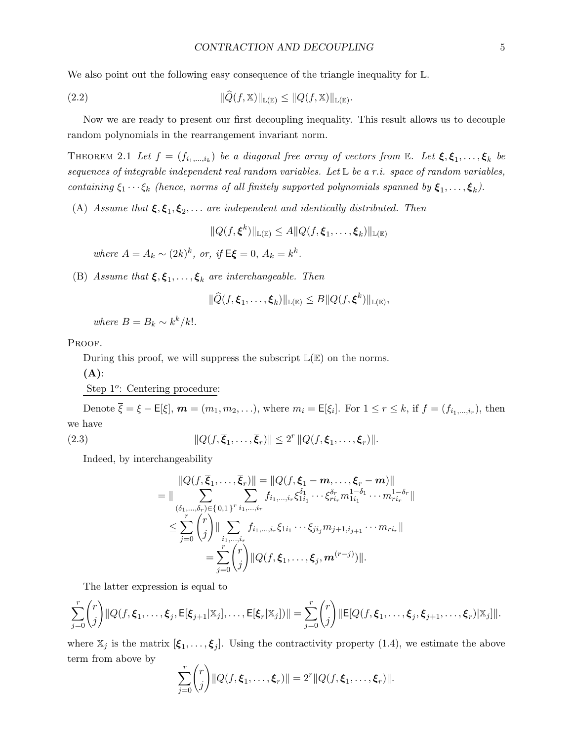We also point out the following easy consequence of the triangle inequality for $\mathbb{L}$.

$$\|\widehat{Q}(f,\mathbb{X})\|_{\mathbb{L}(\mathbb{E})} \leq \|Q(f,\mathbb{X})\|_{\mathbb{L}(\mathbb{E})}. \tag{2.2}$$

Now we are ready to present our first decoupling inequality. This result allows us to decouple random polynomials in the rearrangement invariant norm.

THEOREM 2.1 *Let $f = (f_{i_1,\ldots,i_k})$ be a diagonal free array of vectors from $\mathbb{E}$. Let $\boldsymbol{\xi}, \boldsymbol{\xi}_1, \ldots, \boldsymbol{\xi}_k$ be sequences of integrable independent real random variables. Let $\mathbb{L}$ be a r.i. space of random variables, containing $\xi_1 \cdots \xi_k$ (hence, norms of all finitely supported polynomials spanned by $\boldsymbol{\xi}_1, \ldots, \boldsymbol{\xi}_k$).*

(A) *Assume that $\boldsymbol{\xi}, \boldsymbol{\xi}_1, \boldsymbol{\xi}_2, \ldots$ are independent and identically distributed. Then*

$$\|Q(f,\boldsymbol{\xi}^k)\|_{\mathbb{L}(\mathbb{E})} \leq A \|Q(f,\boldsymbol{\xi}_1,\ldots,\boldsymbol{\xi}_k)\|_{\mathbb{L}(\mathbb{E})}$$

*where $A = A_k \sim (2k)^k$, or, if $\mathsf{E}\boldsymbol{\xi} = 0$, $A_k = k^k$.*

(B) *Assume that $\boldsymbol{\xi}, \boldsymbol{\xi}_1, \ldots, \boldsymbol{\xi}_k$ are interchangeable. Then*

$$\|\widehat{Q}(f,\boldsymbol{\xi}_1,\ldots,\boldsymbol{\xi}_k)\|_{\mathbb{L}(\mathbb{E})} \leq B \|Q(f,\boldsymbol{\xi}^k)\|_{\mathbb{L}(\mathbb{E})},$$

*where $B = B_k \sim k^k/k!$.*

PROOF.

During this proof, we will suppress the subscript $\mathbb{L}(\mathbb{E})$ on the norms.

**(A)**:

Step $1^o$: Centering procedure:

Denote $\overline{\xi} = \xi - \mathsf{E}[\xi]$, $\boldsymbol{m} = (m_1, m_2, \ldots)$, where $m_i = \mathsf{E}[\xi_i]$. For $1 \leq r \leq k$, if $f = (f_{i_1,\ldots,i_r})$, then we have

$$\|Q(f,\overline{\boldsymbol{\xi}}_1,\ldots,\overline{\boldsymbol{\xi}}_r)\| \leq 2^r \|Q(f,\boldsymbol{\xi}_1,\ldots,\boldsymbol{\xi}_r)\|. \tag{2.3}$$

Indeed, by interchangeability

$$\begin{aligned}
&\|Q(f,\overline{\boldsymbol{\xi}}_1,\ldots,\overline{\boldsymbol{\xi}}_r)\| = \|Q(f,\boldsymbol{\xi}_1 - \boldsymbol{m},\ldots,\boldsymbol{\xi}_r - \boldsymbol{m})\| \\
&= \|\sum_{(\delta_1,\ldots,\delta_r)\in\{0,1\}^r} \sum_{i_1,\ldots,i_r} f_{i_1,\ldots,i_r} \xi_{1i_1}^{\delta_1} \cdots \xi_{ri_r}^{\delta_r} m_{1i_1}^{1-\delta_1} \cdots m_{ri_r}^{1-\delta_r}\| \\
&\leq \sum_{j=0}^{r} \binom{r}{j} \|\sum_{i_1,\ldots,i_r} f_{i_1,\ldots,i_r} \xi_{1i_1} \cdots \xi_{ji_j} m_{j+1,i_{j+1}} \cdots m_{ri_r}\| \\
&= \sum_{j=0}^{r} \binom{r}{j} \|Q(f,\boldsymbol{\xi}_1,\ldots,\boldsymbol{\xi}_j,\boldsymbol{m}^{(r-j)})\|.
\end{aligned}$$

The latter expression is equal to

$$\sum_{j=0}^{r} \binom{r}{j} \|Q(f,\boldsymbol{\xi}_1,\ldots,\boldsymbol{\xi}_j,\mathsf{E}[\boldsymbol{\xi}_{j+1}|\mathbb{X}_j],\ldots,\mathsf{E}[\boldsymbol{\xi}_r|\mathbb{X}_j])\| = \sum_{j=0}^{r} \binom{r}{j} \|\mathsf{E}[Q(f,\boldsymbol{\xi}_1,\ldots,\boldsymbol{\xi}_j,\boldsymbol{\xi}_{j+1},\ldots,\boldsymbol{\xi}_r)|\mathbb{X}_j]\|.$$

where $\mathbb{X}_j$ is the matrix $[\boldsymbol{\xi}_1,\ldots,\boldsymbol{\xi}_j]$. Using the contractivity property (1.4), we estimate the above term from above by

$$\sum_{j=0}^{r} \binom{r}{j} \|Q(f,\boldsymbol{\xi}_1,\ldots,\boldsymbol{\xi}_r)\| = 2^r \|Q(f,\boldsymbol{\xi}_1,\ldots,\boldsymbol{\xi}_r)\|.$$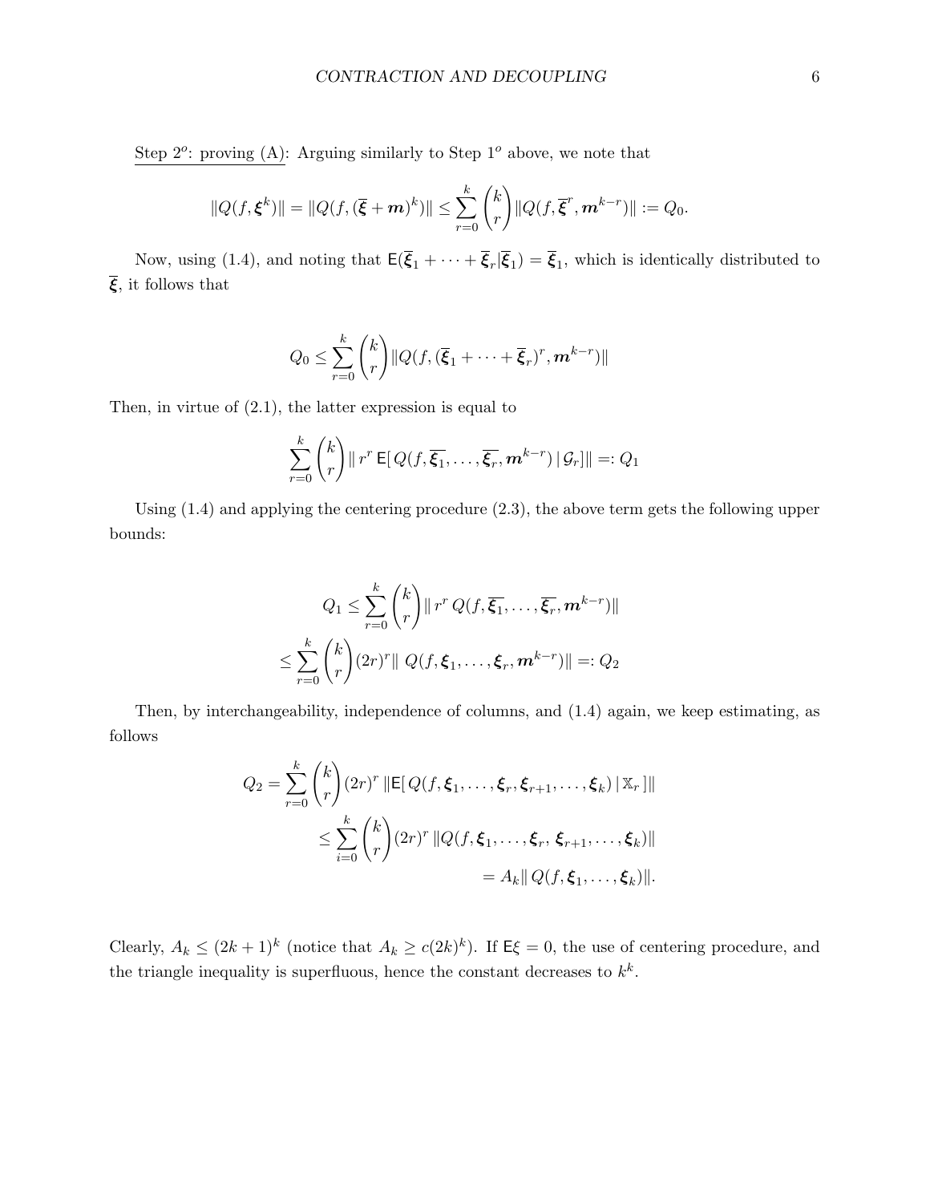Step $2^o$: proving (A): Arguing similarly to Step $1^o$ above, we note that

$$\|Q(f, \boldsymbol{\xi}^k)\| = \|Q(f, (\overline{\boldsymbol{\xi}} + \boldsymbol{m})^k)\| \le \sum_{r=0}^{k} \binom{k}{r} \|Q(f, \overline{\boldsymbol{\xi}}^r, \boldsymbol{m}^{k-r})\| := Q_0.$$

Now, using (1.4), and noting that $\mathsf{E}(\overline{\boldsymbol{\xi}}_1 + \cdots + \overline{\boldsymbol{\xi}}_r | \overline{\boldsymbol{\xi}}_1) = \overline{\boldsymbol{\xi}}_1$, which is identically distributed to $\overline{\boldsymbol{\xi}}$, it follows that

$$Q_0 \le \sum_{r=0}^{k} \binom{k}{r} \|Q(f, (\overline{\boldsymbol{\xi}}_1 + \cdots + \overline{\boldsymbol{\xi}}_r)^r, \boldsymbol{m}^{k-r})\|$$

Then, in virtue of (2.1), the latter expression is equal to

$$\sum_{r=0}^{k} \binom{k}{r} \| \, r^r \, \mathsf{E}[\, Q(f, \overline{\boldsymbol{\xi}_1}, \ldots, \overline{\boldsymbol{\xi}_r}, \boldsymbol{m}^{k-r}) \,|\, \mathcal{G}_r]\| =: Q_1$$

Using (1.4) and applying the centering procedure (2.3), the above term gets the following upper bounds:

$$Q_1 \le \sum_{r=0}^{k} \binom{k}{r} \| \, r^r \, Q(f, \overline{\boldsymbol{\xi}_1}, \ldots, \overline{\boldsymbol{\xi}_r}, \boldsymbol{m}^{k-r})\|$$

$$\le \sum_{r=0}^{k} \binom{k}{r} (2r)^r \| \, Q(f, \boldsymbol{\xi}_1, \ldots, \boldsymbol{\xi}_r, \boldsymbol{m}^{k-r})\| =: Q_2$$

Then, by interchangeability, independence of columns, and (1.4) again, we keep estimating, as follows

$$Q_2 = \sum_{r=0}^{k} \binom{k}{r} (2r)^r \, \|\mathsf{E}[\, Q(f, \boldsymbol{\xi}_1, \ldots, \boldsymbol{\xi}_r, \boldsymbol{\xi}_{r+1}, \ldots, \boldsymbol{\xi}_k) \,|\, \mathbb{X}_r\,]\|$$

$$\le \sum_{i=0}^{k} \binom{k}{r} (2r)^r \, \|Q(f, \boldsymbol{\xi}_1, \ldots, \boldsymbol{\xi}_r, \, \boldsymbol{\xi}_{r+1}, \ldots, \boldsymbol{\xi}_k)\|$$

$$= A_k \| \, Q(f, \boldsymbol{\xi}_1, \ldots, \boldsymbol{\xi}_k)\|.$$

Clearly, $A_k \le (2k+1)^k$ (notice that $A_k \ge c(2k)^k$). If $\mathsf{E}\xi = 0$, the use of centering procedure, and the triangle inequality is superfluous, hence the constant decreases to $k^k$.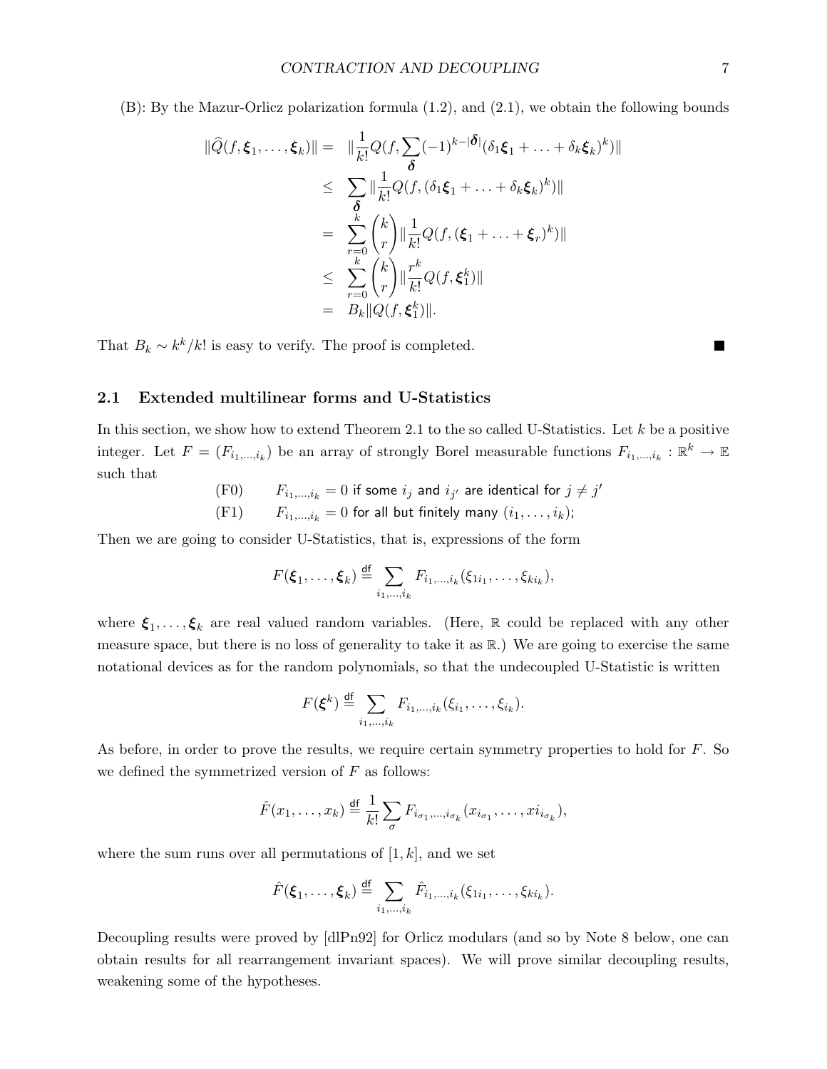(B): By the Mazur-Orlicz polarization formula (1.2), and (2.1), we obtain the following bounds

$$
\begin{aligned}
\|\widehat{Q}(f, \boldsymbol{\xi}_1, \ldots, \boldsymbol{\xi}_k)\| &= \|\frac{1}{k!} Q(f, \sum_{\boldsymbol{\delta}} (-1)^{k-|\boldsymbol{\delta}|} (\delta_1 \boldsymbol{\xi}_1 + \ldots + \delta_k \boldsymbol{\xi}_k)^k)\| \\
&\leq \sum_{\boldsymbol{\delta}} \|\frac{1}{k!} Q(f, (\delta_1 \boldsymbol{\xi}_1 + \ldots + \delta_k \boldsymbol{\xi}_k)^k)\| \\
&= \sum_{r=0}^{k} \binom{k}{r} \|\frac{1}{k!} Q(f, (\boldsymbol{\xi}_1 + \ldots + \boldsymbol{\xi}_r)^k)\| \\
&\leq \sum_{r=0}^{k} \binom{k}{r} \|\frac{r^k}{k!} Q(f, \boldsymbol{\xi}_1^k)\| \\
&= B_k \|Q(f, \boldsymbol{\xi}_1^k)\|.
\end{aligned}
$$

That $B_k \sim k^k/k!$ is easy to verify. The proof is completed. ■

## 2.1 Extended multilinear forms and U-Statistics

In this section, we show how to extend Theorem 2.1 to the so called U-Statistics. Let $k$ be a positive integer. Let $F = (F_{i_1,\ldots,i_k})$ be an array of strongly Borel measurable functions $F_{i_1,\ldots,i_k} : \mathbb{R}^k \to \mathbb{E}$ such that

(F0) $\quad F_{i_1,\ldots,i_k} = 0$ if some $i_j$ and $i_{j'}$ are identical for $j \neq j'$

(F1) $\quad F_{i_1,\ldots,i_k} = 0$ for all but finitely many $(i_1, \ldots, i_k)$;

Then we are going to consider U-Statistics, that is, expressions of the form

$$
F(\boldsymbol{\xi}_1, \ldots, \boldsymbol{\xi}_k) \stackrel{\mathsf{df}}{=} \sum_{i_1,\ldots,i_k} F_{i_1,\ldots,i_k}(\xi_{1i_1}, \ldots, \xi_{ki_k}),
$$

where $\boldsymbol{\xi}_1, \ldots, \boldsymbol{\xi}_k$ are real valued random variables. (Here, $\mathbb{R}$ could be replaced with any other measure space, but there is no loss of generality to take it as $\mathbb{R}$.) We are going to exercise the same notational devices as for the random polynomials, so that the undecoupled U-Statistic is written

$$
F(\boldsymbol{\xi}^k) \stackrel{\mathsf{df}}{=} \sum_{i_1,\ldots,i_k} F_{i_1,\ldots,i_k}(\xi_{i_1}, \ldots, \xi_{i_k}).
$$

As before, in order to prove the results, we require certain symmetry properties to hold for $F$. So we defined the symmetrized version of $F$ as follows:

$$
\hat{F}(x_1, \ldots, x_k) \stackrel{\mathsf{df}}{=} \frac{1}{k!} \sum_{\sigma} F_{i_{\sigma_1},\ldots,i_{\sigma_k}}(x_{i_{\sigma_1}}, \ldots, x i_{i_{\sigma_k}}),
$$

where the sum runs over all permutations of $[1, k]$, and we set

$$
\hat{F}(\boldsymbol{\xi}_1, \ldots, \boldsymbol{\xi}_k) \stackrel{\mathsf{df}}{=} \sum_{i_1,\ldots,i_k} \hat{F}_{i_1,\ldots,i_k}(\xi_{1i_1}, \ldots, \xi_{ki_k}).
$$

Decoupling results were proved by [dlPn92] for Orlicz modulars (and so by Note 8 below, one can obtain results for all rearrangement invariant spaces). We will prove similar decoupling results, weakening some of the hypotheses.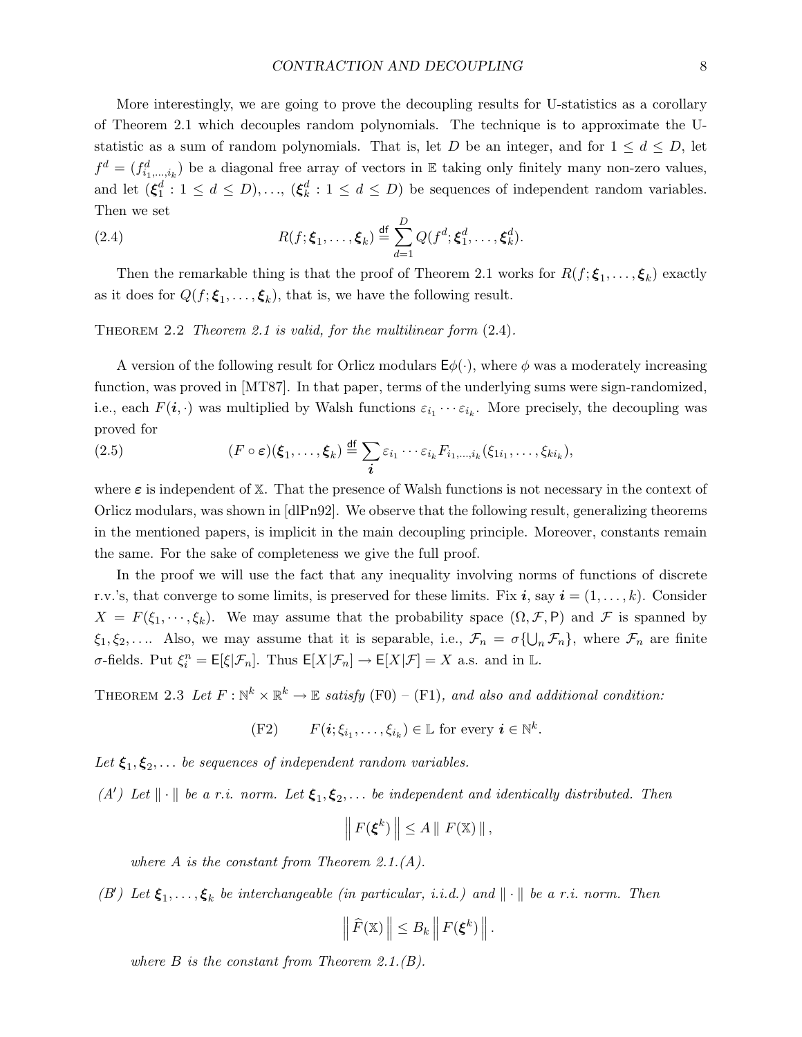More interestingly, we are going to prove the decoupling results for U-statistics as a corollary of Theorem 2.1 which decouples random polynomials. The technique is to approximate the U-statistic as a sum of random polynomials. That is, let $D$ be an integer, and for $1 \le d \le D$, let $f^d = (f^d_{i_1,\dots,i_k})$ be a diagonal free array of vectors in $\mathbb{E}$ taking only finitely many non-zero values, and let $(\boldsymbol{\xi}_1^d : 1 \le d \le D), \dots, (\boldsymbol{\xi}_k^d : 1 \le d \le D)$ be sequences of independent random variables. Then we set

$$
R(f;\boldsymbol{\xi}_1,\dots,\boldsymbol{\xi}_k) \stackrel{\mathsf{df}}{=} \sum_{d=1}^{D} Q(f^d;\boldsymbol{\xi}_1^d,\dots,\boldsymbol{\xi}_k^d). \tag{2.4}
$$

Then the remarkable thing is that the proof of Theorem 2.1 works for $R(f;\boldsymbol{\xi}_1,\dots,\boldsymbol{\xi}_k)$ exactly as it does for $Q(f;\boldsymbol{\xi}_1,\dots,\boldsymbol{\xi}_k)$, that is, we have the following result.

Theorem 2.2 *Theorem 2.1 is valid, for the multilinear form* (2.4).

A version of the following result for Orlicz modulars $\mathsf{E}\phi(\cdot)$, where $\phi$ was a moderately increasing function, was proved in [MT87]. In that paper, terms of the underlying sums were sign-randomized, i.e., each $F(\boldsymbol{i},\cdot)$ was multiplied by Walsh functions $\varepsilon_{i_1}\cdots\varepsilon_{i_k}$. More precisely, the decoupling was proved for

$$
(F\circ\boldsymbol{\varepsilon})(\boldsymbol{\xi}_1,\dots,\boldsymbol{\xi}_k) \stackrel{\mathsf{df}}{=} \sum_{\boldsymbol{i}} \varepsilon_{i_1}\cdots\varepsilon_{i_k} F_{i_1,\dots,i_k}(\xi_{1i_1},\dots,\xi_{ki_k}), \tag{2.5}
$$

where $\boldsymbol{\varepsilon}$ is independent of $\mathbb{X}$. That the presence of Walsh functions is not necessary in the context of Orlicz modulars, was shown in [dlPn92]. We observe that the following result, generalizing theorems in the mentioned papers, is implicit in the main decoupling principle. Moreover, constants remain the same. For the sake of completeness we give the full proof.

In the proof we will use the fact that any inequality involving norms of functions of discrete r.v.'s, that converge to some limits, is preserved for these limits. Fix $\boldsymbol{i}$, say $\boldsymbol{i} = (1,\dots,k)$. Consider $X = F(\xi_1,\cdots,\xi_k)$. We may assume that the probability space $(\Omega,\mathcal{F},\mathsf{P})$ and $\mathcal{F}$ is spanned by $\xi_1,\xi_2,\dots$. Also, we may assume that it is separable, i.e., $\mathcal{F}_n = \sigma\{\bigcup_n \mathcal{F}_n\}$, where $\mathcal{F}_n$ are finite $\sigma$-fields. Put $\xi_i^n = \mathsf{E}[\xi|\mathcal{F}_n]$. Thus $\mathsf{E}[X|\mathcal{F}_n] \to \mathsf{E}[X|\mathcal{F}] = X$ a.s. and in $\mathbb{L}$.

Theorem 2.3 *Let $F : \mathbb{N}^k \times \mathbb{R}^k \to \mathbb{E}$ satisfy* (F0) – (F1)*, and also and additional condition:*

$$
\text{(F2)} \qquad F(\boldsymbol{i};\xi_{i_1},\dots,\xi_{i_k}) \in \mathbb{L} \text{ for every } \boldsymbol{i} \in \mathbb{N}^k.
$$

*Let $\boldsymbol{\xi}_1,\boldsymbol{\xi}_2,\dots$ be sequences of independent random variables.*

*(A′) Let $\|\cdot\|$ be a r.i. norm. Let $\boldsymbol{\xi}_1,\boldsymbol{\xi}_2,\dots$ be independent and identically distributed. Then*

$$
\left\| F(\boldsymbol{\xi}^k) \right\| \le A \, \| F(\mathbb{X}) \| ,
$$

*where $A$ is the constant from Theorem 2.1.(A).*

*(B′) Let $\boldsymbol{\xi}_1,\dots,\boldsymbol{\xi}_k$ be interchangeable (in particular, i.i.d.) and $\|\cdot\|$ be a r.i. norm. Then*

$$
\left\| \widehat{F}(\mathbb{X}) \right\| \le B_k \left\| F(\boldsymbol{\xi}^k) \right\| .
$$

*where $B$ is the constant from Theorem 2.1.(B).*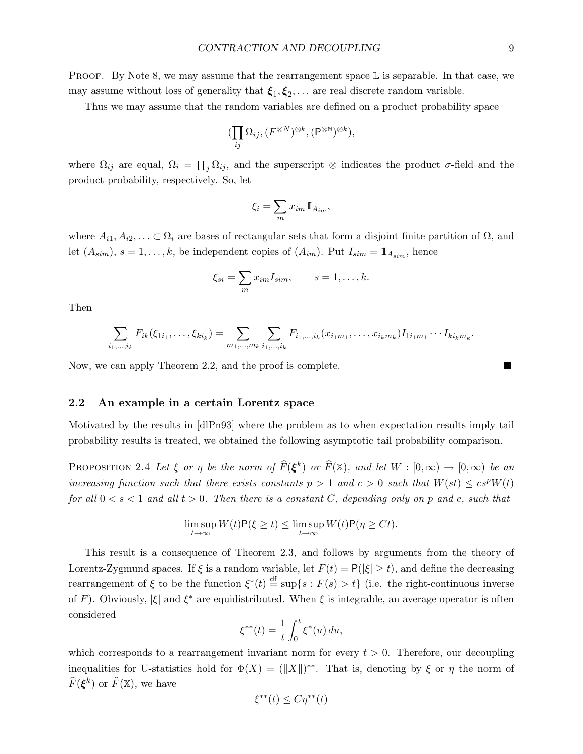Proof. By Note 8, we may assume that the rearrangement space $\mathbb{L}$ is separable. In that case, we may assume without loss of generality that $\boldsymbol{\xi}_1, \boldsymbol{\xi}_2, \ldots$ are real discrete random variable.

Thus we may assume that the random variables are defined on a product probability space

$$(\prod_{ij} \Omega_{ij}, (F^{\otimes N})^{\otimes k}, (\mathsf{P}^{\otimes \mathbb{N}})^{\otimes k}),$$

where $\Omega_{ij}$ are equal, $\Omega_i = \prod_j \Omega_{ij}$, and the superscript $\otimes$ indicates the product $\sigma$-field and the product probability, respectively. So, let

$$\xi_i = \sum_m x_{im} \mathbb{1}_{A_{im}},$$

where $A_{i1}, A_{i2}, \ldots \subset \Omega_i$ are bases of rectangular sets that form a disjoint finite partition of $\Omega$, and let $(A_{sim})$, $s = 1, \ldots, k$, be independent copies of $(A_{im})$. Put $I_{sim} = \mathbb{1}_{A_{sim}}$, hence

$$\xi_{si} = \sum_m x_{im} I_{sim}, \qquad s = 1, \ldots, k.$$

Then

$$\sum_{i_1, \ldots, i_k} F_{ik}(\xi_{1i_1}, \ldots, \xi_{ki_k}) = \sum_{m_1, \ldots, m_k} \sum_{i_1, \ldots, i_k} F_{i_1, \ldots, i_k}(x_{i_1 m_1}, \ldots, x_{i_k m_k}) I_{1 i_1 m_1} \cdots I_{k i_k m_k}.$$

Now, we can apply Theorem 2.2, and the proof is complete. ■

## 2.2 An example in a certain Lorentz space

Motivated by the results in [dlPn93] where the problem as to when expectation results imply tail probability results is treated, we obtained the following asymptotic tail probability comparison.

Proposition 2.4 *Let $\xi$ or $\eta$ be the norm of $\widehat{F}(\boldsymbol{\xi}^k)$ or $\widehat{F}(\mathbb{X})$, and let $W : [0, \infty) \to [0, \infty)$ be an increasing function such that there exists constants $p > 1$ and $c > 0$ such that $W(st) \leq cs^p W(t)$ for all $0 < s < 1$ and all $t > 0$. Then there is a constant $C$, depending only on $p$ and $c$, such that*

$$\limsup_{t \to \infty} W(t) \mathsf{P}(\xi \geq t) \leq \limsup_{t \to \infty} W(t) \mathsf{P}(\eta \geq Ct).$$

This result is a consequence of Theorem 2.3, and follows by arguments from the theory of Lorentz-Zygmund spaces. If $\xi$ is a random variable, let $F(t) = \mathsf{P}(|\xi| \geq t)$, and define the decreasing rearrangement of $\xi$ to be the function $\xi^*(t) \overset{\mathsf{df}}{=} \sup\{s : F(s) > t\}$ (i.e. the right-continuous inverse of $F$). Obviously, $|\xi|$ and $\xi^*$ are equidistributed. When $\xi$ is integrable, an average operator is often considered

$$\xi^{**}(t) = \frac{1}{t} \int_0^t \xi^*(u)\, du,$$

which corresponds to a rearrangement invariant norm for every $t > 0$. Therefore, our decoupling inequalities for U-statistics hold for $\Phi(X) = (\|X\|)^{**}$. That is, denoting by $\xi$ or $\eta$ the norm of $\widehat{F}(\boldsymbol{\xi}^k)$ or $\widehat{F}(\mathbb{X})$, we have

$$\xi^{**}(t) \leq C \eta^{**}(t)$$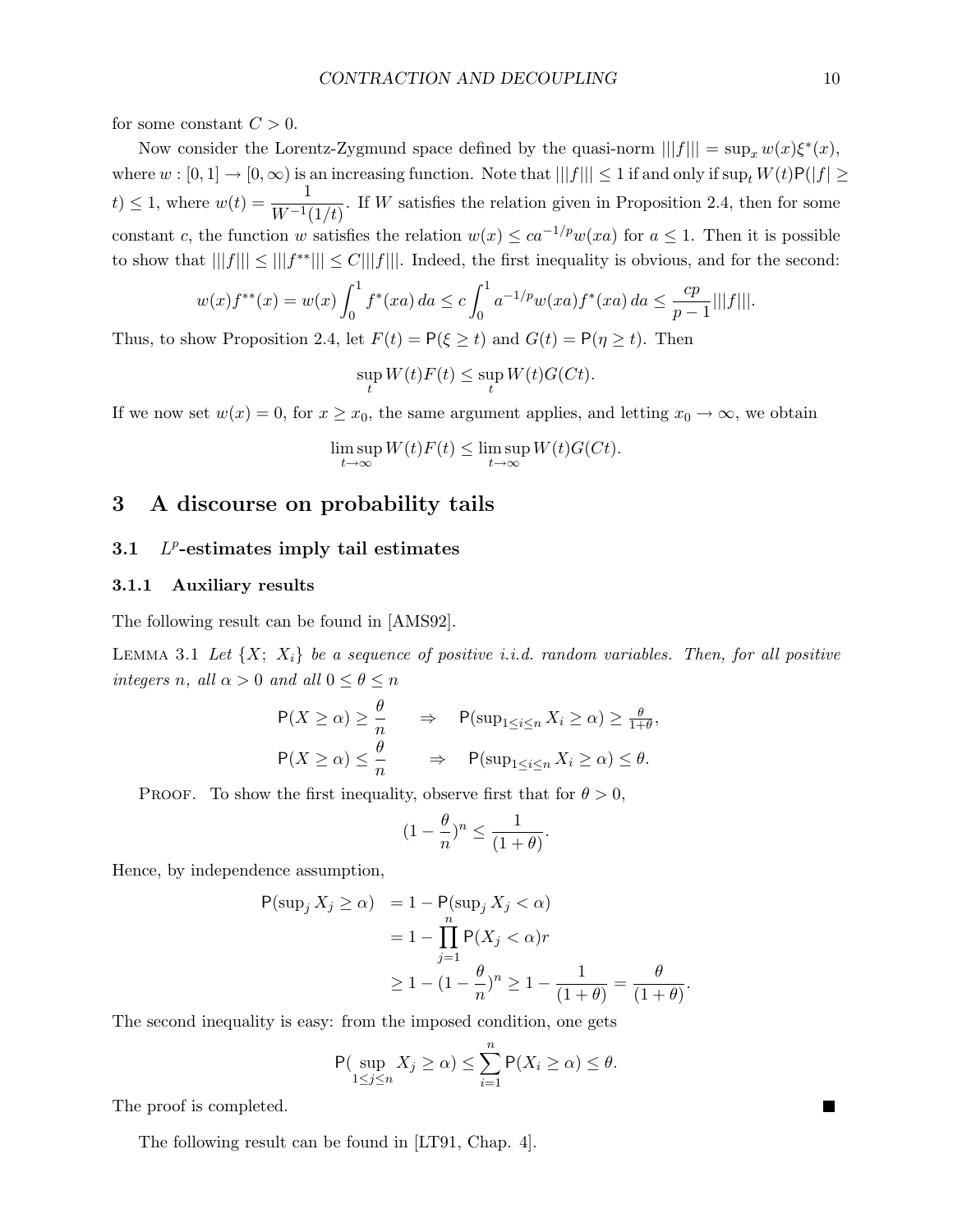for some constant $C > 0$.

Now consider the Lorentz-Zygmund space defined by the quasi-norm $|||f||| = \sup_x w(x)\xi^*(x)$, where $w : [0,1] \to [0,\infty)$ is an increasing function. Note that $|||f||| \le 1$ if and only if $\sup_t W(t)\mathsf{P}(|f| \ge t) \le 1$, where $w(t) = \dfrac{1}{W^{-1}(1/t)}$. If $W$ satisfies the relation given in Proposition 2.4, then for some constant $c$, the function $w$ satisfies the relation $w(x) \le ca^{-1/p}w(xa)$ for $a \le 1$. Then it is possible to show that $|||f||| \le |||f^{**}||| \le C|||f|||$. Indeed, the first inequality is obvious, and for the second:

$$w(x)f^{**}(x) = w(x)\int_0^1 f^*(xa)\,da \le c\int_0^1 a^{-1/p}w(xa)f^*(xa)\,da \le \frac{cp}{p-1}|||f|||.$$

Thus, to show Proposition 2.4, let $F(t) = \mathsf{P}(\xi \ge t)$ and $G(t) = \mathsf{P}(\eta \ge t)$. Then

$$\sup_t W(t)F(t) \le \sup_t W(t)G(Ct).$$

If we now set $w(x) = 0$, for $x \ge x_0$, the same argument applies, and letting $x_0 \to \infty$, we obtain

$$\limsup_{t\to\infty} W(t)F(t) \le \limsup_{t\to\infty} W(t)G(Ct).$$

# 3 A discourse on probability tails

## 3.1 $L^p$-estimates imply tail estimates

### 3.1.1 Auxiliary results

The following result can be found in [AMS92].

Lemma 3.1 *Let $\{X;\ X_i\}$ be a sequence of positive i.i.d. random variables. Then, for all positive integers $n$, all $\alpha > 0$ and all $0 \le \theta \le n$*

$$\mathsf{P}(X \ge \alpha) \ge \frac{\theta}{n} \quad \Rightarrow \quad \mathsf{P}(\sup_{1\le i\le n} X_i \ge \alpha) \ge \tfrac{\theta}{1+\theta},$$

$$\mathsf{P}(X \ge \alpha) \le \frac{\theta}{n} \quad \Rightarrow \quad \mathsf{P}(\sup_{1\le i\le n} X_i \ge \alpha) \le \theta.$$

Proof. To show the first inequality, observe first that for $\theta > 0$,

$$(1 - \frac{\theta}{n})^n \le \frac{1}{(1+\theta)}.$$

Hence, by independence assumption,

$$\begin{aligned}
\mathsf{P}(\sup_j X_j \ge \alpha) &= 1 - \mathsf{P}(\sup_j X_j < \alpha) \\
&= 1 - \prod_{j=1}^n \mathsf{P}(X_j < \alpha)r \\
&\ge 1 - (1 - \frac{\theta}{n})^n \ge 1 - \frac{1}{(1+\theta)} = \frac{\theta}{(1+\theta)}.
\end{aligned}$$

The second inequality is easy: from the imposed condition, one gets

$$\mathsf{P}(\sup_{1\le j\le n} X_j \ge \alpha) \le \sum_{i=1}^n \mathsf{P}(X_i \ge \alpha) \le \theta.$$

The proof is completed. ∎

The following result can be found in [LT91, Chap. 4].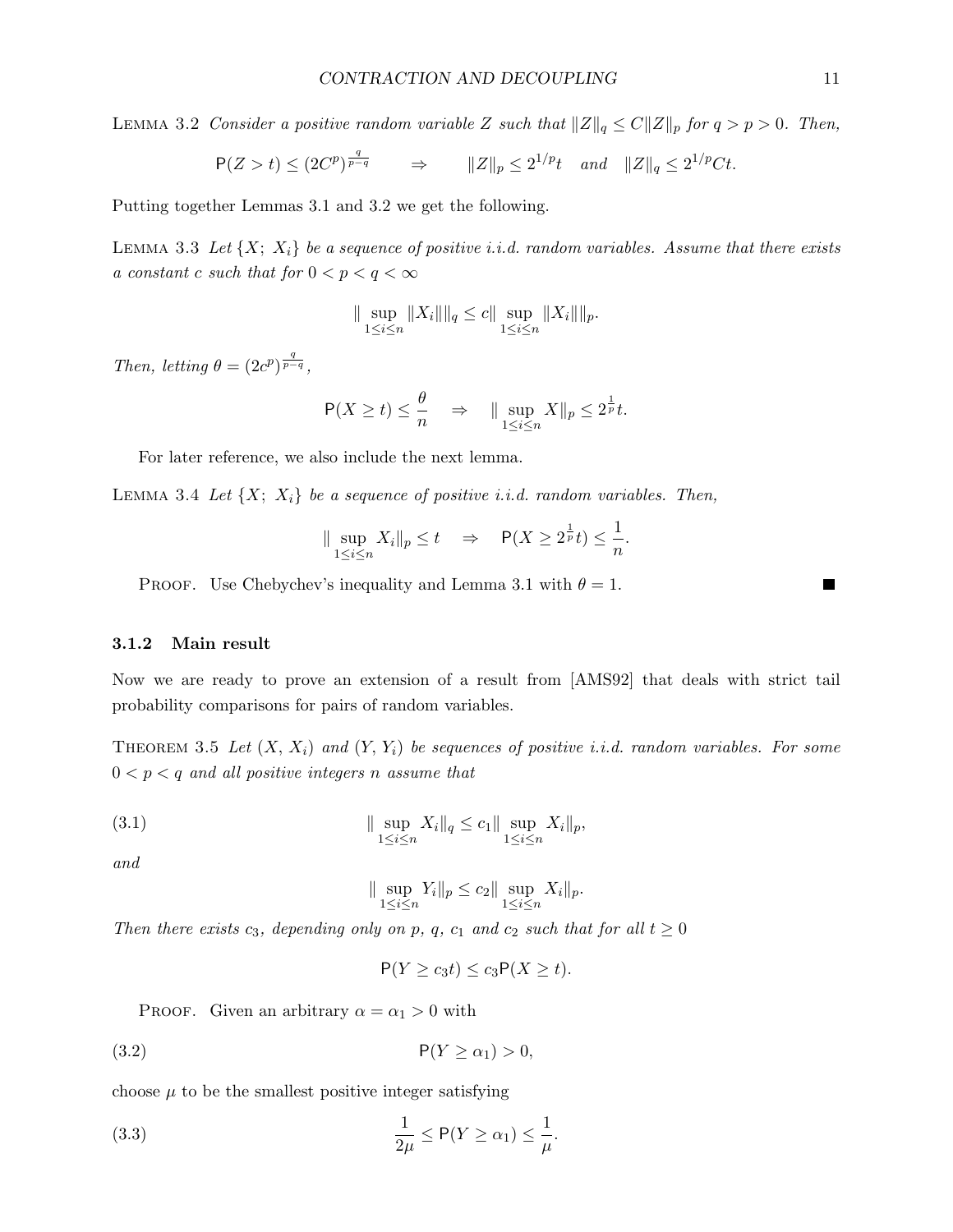Lemma 3.2 *Consider a positive random variable $Z$ such that $\|Z\|_q \le C\|Z\|_p$ for $q > p > 0$. Then,*

$$\mathsf{P}(Z > t) \le (2C^p)^{\frac{q}{p-q}} \qquad \Rightarrow \qquad \|Z\|_p \le 2^{1/p} t \quad \text{and} \quad \|Z\|_q \le 2^{1/p} C t.$$

Putting together Lemmas 3.1 and 3.2 we get the following.

Lemma 3.3 *Let $\{X;\ X_i\}$ be a sequence of positive i.i.d. random variables. Assume that there exists a constant $c$ such that for $0 < p < q < \infty$*

$$\| \sup_{1\le i\le n} \|X_i\| \|_q \le c \| \sup_{1\le i\le n} \|X_i\| \|_p.$$

*Then, letting $\theta = (2c^p)^{\frac{q}{p-q}}$,*

$$\mathsf{P}(X \ge t) \le \frac{\theta}{n} \quad \Rightarrow \quad \| \sup_{1\le i\le n} X \|_p \le 2^{\frac{1}{p}} t.$$

For later reference, we also include the next lemma.

Lemma 3.4 *Let $\{X;\ X_i\}$ be a sequence of positive i.i.d. random variables. Then,*

$$\| \sup_{1\le i\le n} X_i \|_p \le t \quad \Rightarrow \quad \mathsf{P}(X \ge 2^{\frac{1}{p}} t) \le \frac{1}{n}.$$

Proof. Use Chebychev's inequality and Lemma 3.1 with $\theta = 1$. ∎

### 3.1.2 Main result

Now we are ready to prove an extension of a result from [AMS92] that deals with strict tail probability comparisons for pairs of random variables.

Theorem 3.5 *Let $(X, X_i)$ and $(Y, Y_i)$ be sequences of positive i.i.d. random variables. For some $0 < p < q$ and all positive integers $n$ assume that*

$$\| \sup_{1\le i\le n} X_i \|_q \le c_1 \| \sup_{1\le i\le n} X_i \|_p, \tag{3.1}$$

*and*

$$\| \sup_{1\le i\le n} Y_i \|_p \le c_2 \| \sup_{1\le i\le n} X_i \|_p.$$

*Then there exists $c_3$, depending only on $p$, $q$, $c_1$ and $c_2$ such that for all $t \ge 0$*

$$\mathsf{P}(Y \ge c_3 t) \le c_3 \mathsf{P}(X \ge t).$$

Proof. Given an arbitrary $\alpha = \alpha_1 > 0$ with

$$\mathsf{P}(Y \ge \alpha_1) > 0, \tag{3.2}$$

choose $\mu$ to be the smallest positive integer satisfying

$$\frac{1}{2\mu} \le \mathsf{P}(Y \ge \alpha_1) \le \frac{1}{\mu}. \tag{3.3}$$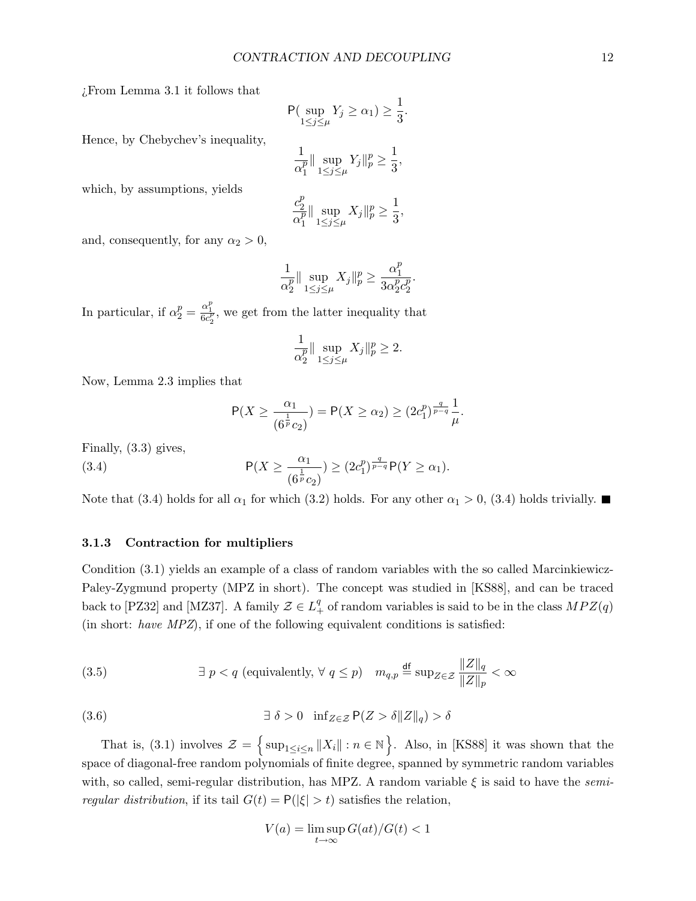¿From Lemma 3.1 it follows that

$$\mathsf{P}(\sup_{1\le j\le \mu} Y_j \ge \alpha_1) \ge \frac{1}{3}.$$

Hence, by Chebychev's inequality,

$$\frac{1}{\alpha_1^p}\|\sup_{1\le j\le \mu} Y_j\|_p^p \ge \frac{1}{3},$$

which, by assumptions, yields

$$\frac{c_2^p}{\alpha_1^p}\|\sup_{1\le j\le \mu} X_j\|_p^p \ge \frac{1}{3},$$

and, consequently, for any $\alpha_2 > 0$,

$$\frac{1}{\alpha_2^p}\|\sup_{1\le j\le \mu} X_j\|_p^p \ge \frac{\alpha_1^p}{3\alpha_2^p c_2^p}.$$

In particular, if $\alpha_2^p = \frac{\alpha_1^p}{6c_2^p}$, we get from the latter inequality that

$$\frac{1}{\alpha_2^p}\|\sup_{1\le j\le \mu} X_j\|_p^p \ge 2.$$

Now, Lemma 2.3 implies that

$$\mathsf{P}(X \ge \frac{\alpha_1}{(6^{\frac{1}{p}}c_2)}) = \mathsf{P}(X \ge \alpha_2) \ge (2c_1^p)^{\frac{q}{p-q}}\frac{1}{\mu}.$$

Finally, (3.3) gives,

$$\mathsf{P}(X \ge \frac{\alpha_1}{(6^{\frac{1}{p}}c_2)}) \ge (2c_1^p)^{\frac{q}{p-q}}\mathsf{P}(Y \ge \alpha_1). \tag{3.4}$$

Note that (3.4) holds for all $\alpha_1$ for which (3.2) holds. For any other $\alpha_1 > 0$, (3.4) holds trivially. ■

### 3.1.3 Contraction for multipliers

Condition (3.1) yields an example of a class of random variables with the so called Marcinkiewicz-Paley-Zygmund property (MPZ in short). The concept was studied in [KS88], and can be traced back to [PZ32] and [MZ37]. A family $\mathcal{Z} \in L_+^q$ of random variables is said to be in the class $MPZ(q)$ (in short: *have MPZ*), if one of the following equivalent conditions is satisfied:

$$\exists\ p < q \text{ (equivalently, } \forall\ q \le p) \quad m_{q,p} \overset{\mathsf{df}}{=} \sup_{Z\in\mathcal{Z}} \frac{\|Z\|_q}{\|Z\|_p} < \infty \tag{3.5}$$

$$\exists\ \delta > 0 \quad \inf_{Z\in\mathcal{Z}} \mathsf{P}(Z > \delta\|Z\|_q) > \delta \tag{3.6}$$

That is, (3.1) involves $\mathcal{Z} = \left\{\sup_{1\le i\le n}\|X_i\| : n \in \mathbb{N}\right\}$. Also, in [KS88] it was shown that the space of diagonal-free random polynomials of finite degree, spanned by symmetric random variables with, so called, semi-regular distribution, has MPZ. A random variable $\xi$ is said to have the *semi-regular distribution*, if its tail $G(t) = \mathsf{P}(|\xi| > t)$ satisfies the relation,

$$V(a) = \limsup_{t\to\infty} G(at)/G(t) < 1$$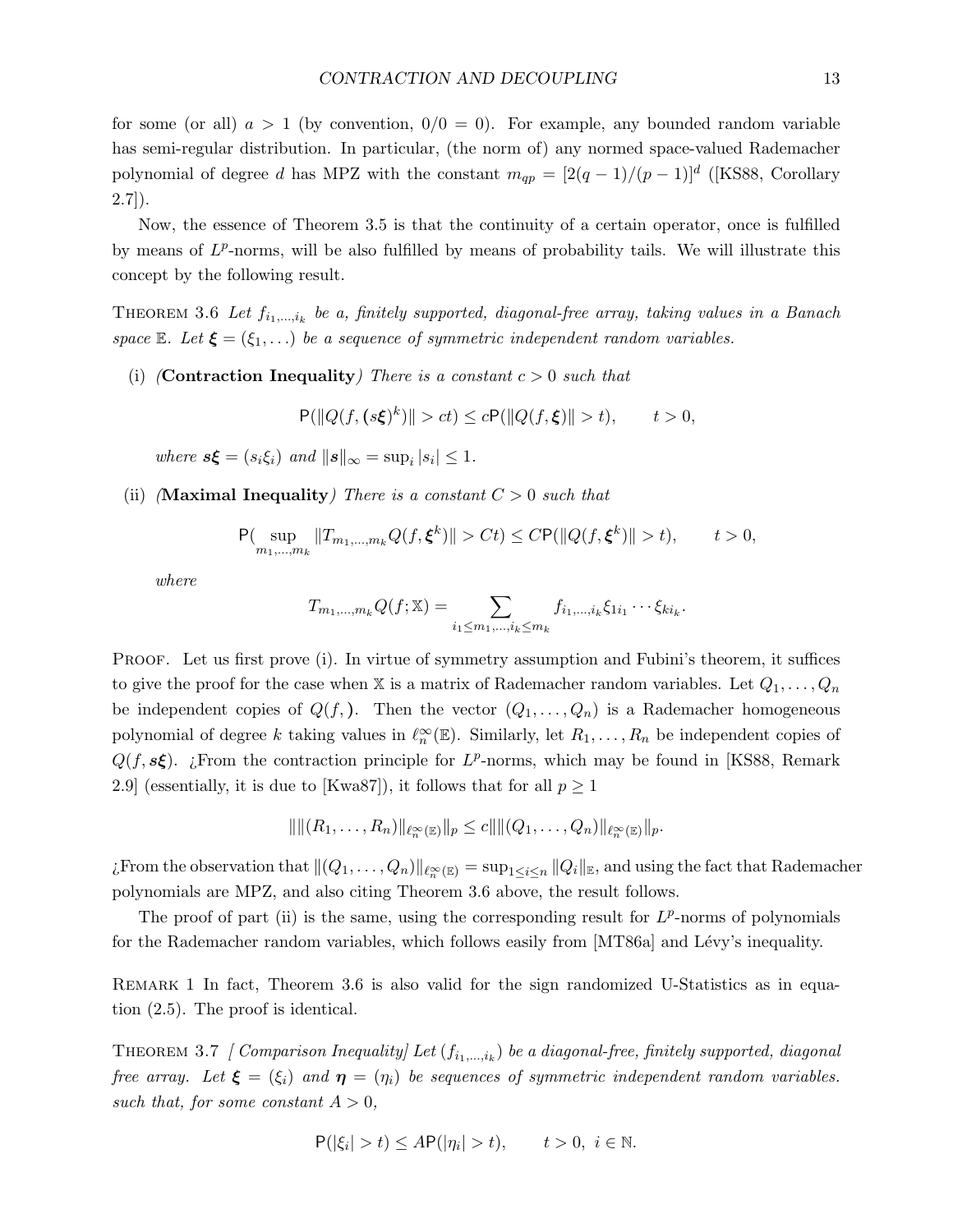for some (or all) $a > 1$ (by convention, $0/0 = 0$). For example, any bounded random variable has semi-regular distribution. In particular, (the norm of) any normed space-valued Rademacher polynomial of degree $d$ has MPZ with the constant $m_{qp} = [2(q-1)/(p-1)]^d$ ([KS88, Corollary 2.7]).

Now, the essence of Theorem 3.5 is that the continuity of a certain operator, once is fulfilled by means of $L^p$-norms, will be also fulfilled by means of probability tails. We will illustrate this concept by the following result.

THEOREM 3.6 *Let $f_{i_1,\ldots,i_k}$ be a, finitely supported, diagonal-free array, taking values in a Banach space $\mathbb{E}$. Let $\boldsymbol{\xi} = (\xi_1, \ldots)$ be a sequence of symmetric independent random variables.*

(i) *(**Contraction Inequality**) There is a constant $c > 0$ such that*

$$\mathsf{P}(\|Q(f, (\boldsymbol{s\xi})^k)\| > ct) \leq c\mathsf{P}(\|Q(f, \boldsymbol{\xi})\| > t), \qquad t > 0,$$

*where $\boldsymbol{s\xi} = (s_i\xi_i)$ and $\|\boldsymbol{s}\|_\infty = \sup_i |s_i| \leq 1$.*

(ii) *(**Maximal Inequality**) There is a constant $C > 0$ such that*

$$\mathsf{P}(\sup_{m_1,\ldots,m_k} \|T_{m_1,\ldots,m_k} Q(f, \boldsymbol{\xi}^k)\| > Ct) \leq C\mathsf{P}(\|Q(f, \boldsymbol{\xi}^k)\| > t), \qquad t > 0,$$

*where*

$$T_{m_1,\ldots,m_k} Q(f; \mathbb{X}) = \sum_{i_1 \leq m_1,\ldots,i_k \leq m_k} f_{i_1,\ldots,i_k} \xi_{1i_1} \cdots \xi_{ki_k}.$$

PROOF. Let us first prove (i). In virtue of symmetry assumption and Fubini's theorem, it suffices to give the proof for the case when $\mathbb{X}$ is a matrix of Rademacher random variables. Let $Q_1, \ldots, Q_n$ be independent copies of $Q(f, )$. Then the vector $(Q_1, \ldots, Q_n)$ is a Rademacher homogeneous polynomial of degree $k$ taking values in $\ell_n^\infty(\mathbb{E})$. Similarly, let $R_1, \ldots, R_n$ be independent copies of $Q(f, \boldsymbol{s\xi})$. ¿From the contraction principle for $L^p$-norms, which may be found in [KS88, Remark 2.9] (essentially, it is due to [Kwa87]), it follows that for all $p \geq 1$

$$\|\|(R_1, \ldots, R_n)\|_{\ell_n^\infty(\mathbb{E})}\|_p \leq c\|\|(Q_1, \ldots, Q_n)\|_{\ell_n^\infty(\mathbb{E})}\|_p.$$

¿From the observation that $\|(Q_1, \ldots, Q_n)\|_{\ell_n^\infty(\mathbb{E})} = \sup_{1 \leq i \leq n} \|Q_i\|_{\mathbb{E}}$, and using the fact that Rademacher polynomials are MPZ, and also citing Theorem 3.6 above, the result follows.

The proof of part (ii) is the same, using the corresponding result for $L^p$-norms of polynomials for the Rademacher random variables, which follows easily from [MT86a] and Lévy's inequality.

REMARK 1 In fact, Theorem 3.6 is also valid for the sign randomized U-Statistics as in equation (2.5). The proof is identical.

THEOREM 3.7 *[ Comparison Inequality] Let $(f_{i_1,\ldots,i_k})$ be a diagonal-free, finitely supported, diagonal free array. Let $\boldsymbol{\xi} = (\xi_i)$ and $\boldsymbol{\eta} = (\eta_i)$ be sequences of symmetric independent random variables. such that, for some constant $A > 0$,*

$$\mathsf{P}(|\xi_i| > t) \leq A\mathsf{P}(|\eta_i| > t), \qquad t > 0, \; i \in \mathbb{N}.$$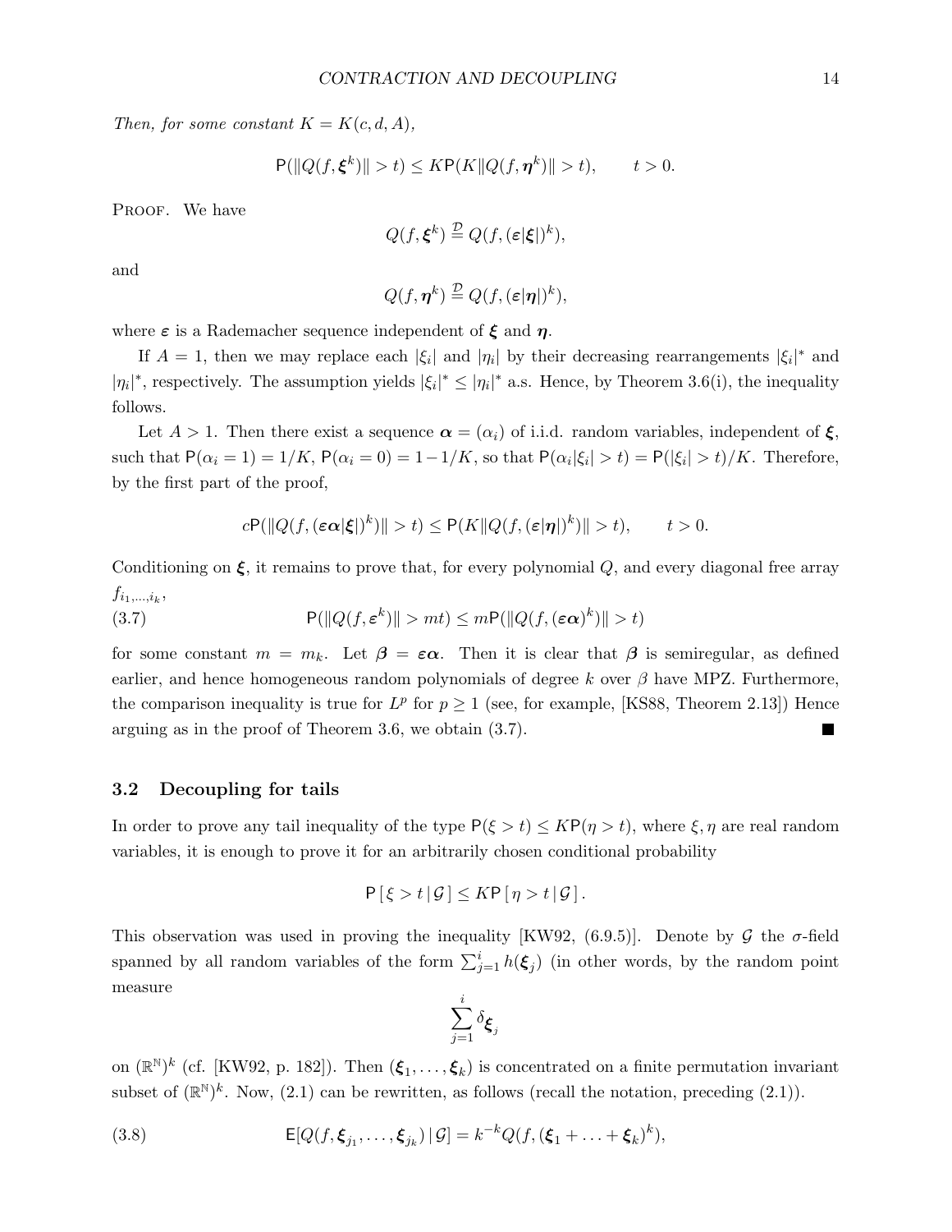*Then, for some constant $K = K(c, d, A)$,*

$$\mathsf{P}(\|Q(f, \boldsymbol{\xi}^k)\| > t) \le K\mathsf{P}(K\|Q(f, \boldsymbol{\eta}^k)\| > t), \qquad t > 0.$$

Proof. We have

$$Q(f, \boldsymbol{\xi}^k) \overset{\mathcal{D}}{=} Q(f, (\boldsymbol{\varepsilon}|\boldsymbol{\xi}|)^k),$$

and

$$Q(f, \boldsymbol{\eta}^k) \overset{\mathcal{D}}{=} Q(f, (\boldsymbol{\varepsilon}|\boldsymbol{\eta}|)^k),$$

where $\boldsymbol{\varepsilon}$ is a Rademacher sequence independent of $\boldsymbol{\xi}$ and $\boldsymbol{\eta}$.

If $A = 1$, then we may replace each $|\xi_i|$ and $|\eta_i|$ by their decreasing rearrangements $|\xi_i|^*$ and $|\eta_i|^*$, respectively. The assumption yields $|\xi_i|^* \le |\eta_i|^*$ a.s. Hence, by Theorem 3.6(i), the inequality follows.

Let $A > 1$. Then there exist a sequence $\boldsymbol{\alpha} = (\alpha_i)$ of i.i.d. random variables, independent of $\boldsymbol{\xi}$, such that $\mathsf{P}(\alpha_i = 1) = 1/K$, $\mathsf{P}(\alpha_i = 0) = 1 - 1/K$, so that $\mathsf{P}(\alpha_i|\xi_i| > t) = \mathsf{P}(|\xi_i| > t)/K$. Therefore, by the first part of the proof,

$$c\mathsf{P}(\|Q(f, (\boldsymbol{\varepsilon}\boldsymbol{\alpha}|\boldsymbol{\xi}|)^k)\| > t) \le \mathsf{P}(K\|Q(f, (\boldsymbol{\varepsilon}|\boldsymbol{\eta}|)^k)\| > t), \qquad t > 0.$$

Conditioning on $\boldsymbol{\xi}$, it remains to prove that, for every polynomial $Q$, and every diagonal free array $f_{i_1,\ldots,i_k}$,

$$\mathsf{P}(\|Q(f, \boldsymbol{\varepsilon}^k)\| > mt) \le m\mathsf{P}(\|Q(f, (\boldsymbol{\varepsilon}\boldsymbol{\alpha})^k)\| > t) \tag{3.7}$$

for some constant $m = m_k$. Let $\boldsymbol{\beta} = \boldsymbol{\varepsilon}\boldsymbol{\alpha}$. Then it is clear that $\boldsymbol{\beta}$ is semiregular, as defined earlier, and hence homogeneous random polynomials of degree $k$ over $\beta$ have MPZ. Furthermore, the comparison inequality is true for $L^p$ for $p \ge 1$ (see, for example, [KS88, Theorem 2.13]) Hence arguing as in the proof of Theorem 3.6, we obtain (3.7). ■

## 3.2 Decoupling for tails

In order to prove any tail inequality of the type $\mathsf{P}(\xi > t) \le K\mathsf{P}(\eta > t)$, where $\xi, \eta$ are real random variables, it is enough to prove it for an arbitrarily chosen conditional probability

$$\mathsf{P}\left[\,\xi > t\,|\,\mathcal{G}\,\right] \le K\mathsf{P}\left[\,\eta > t\,|\,\mathcal{G}\,\right].$$

This observation was used in proving the inequality [KW92, (6.9.5)]. Denote by $\mathcal{G}$ the $\sigma$-field spanned by all random variables of the form $\sum_{j=1}^{i} h(\boldsymbol{\xi}_j)$ (in other words, by the random point measure

$$\sum_{j=1}^{i} \delta_{\boldsymbol{\xi}_j}$$

on $(\mathbb{R}^{\mathbb{N}})^k$ (cf. [KW92, p. 182]). Then $(\boldsymbol{\xi}_1, \ldots, \boldsymbol{\xi}_k)$ is concentrated on a finite permutation invariant subset of $(\mathbb{R}^{\mathbb{N}})^k$. Now, (2.1) can be rewritten, as follows (recall the notation, preceding (2.1)).

$$\mathsf{E}[Q(f, \boldsymbol{\xi}_{j_1}, \ldots, \boldsymbol{\xi}_{j_k})\,|\,\mathcal{G}] = k^{-k}Q(f, (\boldsymbol{\xi}_1 + \ldots + \boldsymbol{\xi}_k)^k), \tag{3.8}$$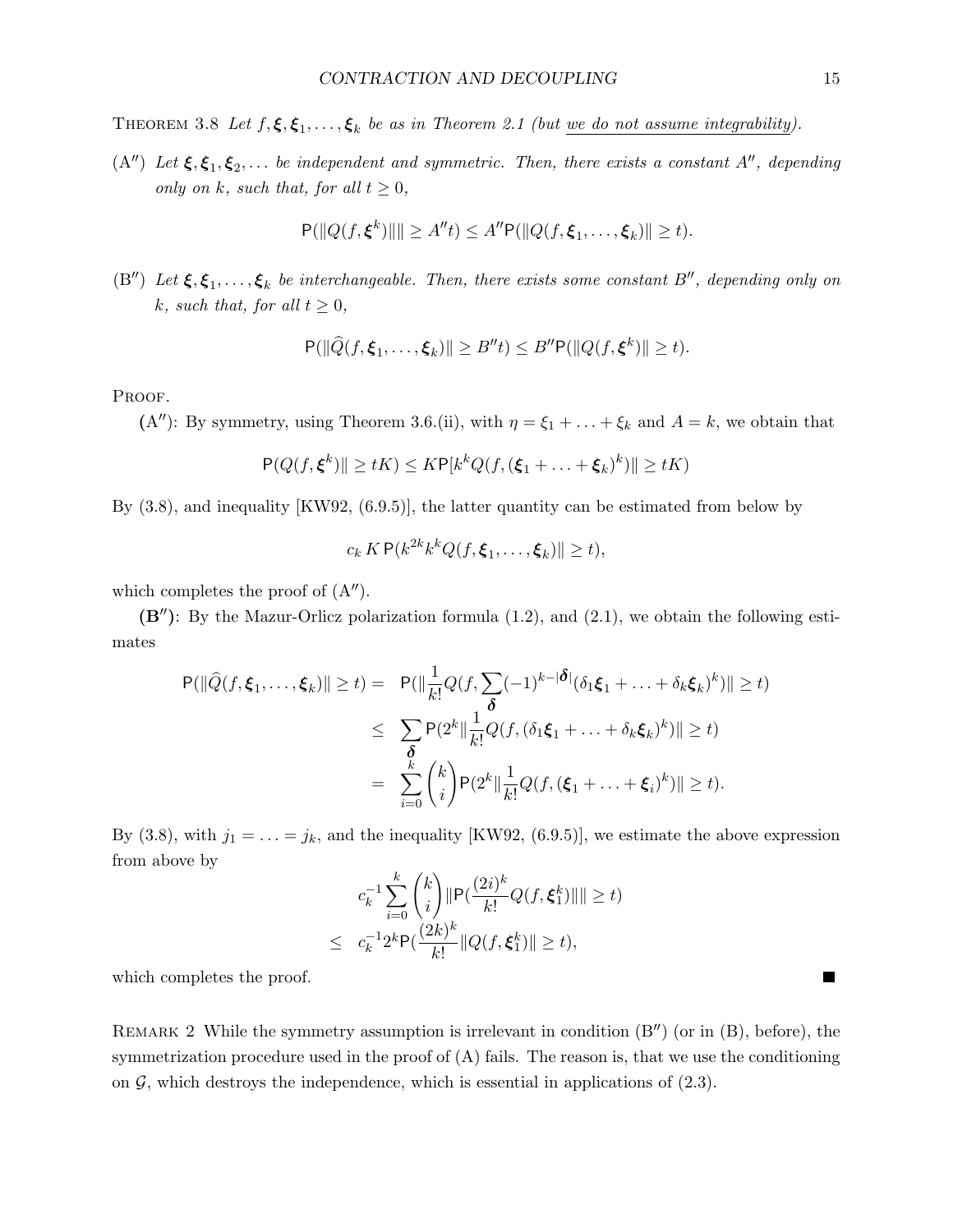THEOREM 3.8 *Let $f, \boldsymbol{\xi}, \boldsymbol{\xi}_1, \ldots, \boldsymbol{\xi}_k$ be as in Theorem 2.1 (but <u>we do not assume integrability</u>).*

(A$''$) *Let $\boldsymbol{\xi}, \boldsymbol{\xi}_1, \boldsymbol{\xi}_2, \ldots$ be independent and symmetric. Then, there exists a constant $A''$, depending only on $k$, such that, for all $t \geq 0$,*

$$\mathsf{P}(\|Q(f, \boldsymbol{\xi}^k)\|\| \geq A'' t) \leq A'' \mathsf{P}(\|Q(f, \boldsymbol{\xi}_1, \ldots, \boldsymbol{\xi}_k)\| \geq t).$$

(B$''$) *Let $\boldsymbol{\xi}, \boldsymbol{\xi}_1, \ldots, \boldsymbol{\xi}_k$ be interchangeable. Then, there exists some constant $B''$, depending only on $k$, such that, for all $t \geq 0$,*

$$\mathsf{P}(\|\widehat{Q}(f, \boldsymbol{\xi}_1, \ldots, \boldsymbol{\xi}_k)\| \geq B'' t) \leq B'' \mathsf{P}(\|Q(f, \boldsymbol{\xi}^k)\| \geq t).$$

PROOF.

**(A$''$)**: By symmetry, using Theorem 3.6.(ii), with $\eta = \xi_1 + \ldots + \xi_k$ and $A = k$, we obtain that

$$\mathsf{P}(Q(f, \boldsymbol{\xi}^k)\| \geq tK) \leq K \mathsf{P}[k^k Q(f, (\boldsymbol{\xi}_1 + \ldots + \boldsymbol{\xi}_k)^k)\| \geq tK)$$

By (3.8), and inequality [KW92, (6.9.5)], the latter quantity can be estimated from below by

$$c_k\, K\, \mathsf{P}(k^{2k} k^k Q(f, \boldsymbol{\xi}_1, \ldots, \boldsymbol{\xi}_k)\| \geq t),$$

which completes the proof of (A$''$).

**(B$''$)**: By the Mazur-Orlicz polarization formula (1.2), and (2.1), we obtain the following estimates

$$\begin{aligned}
\mathsf{P}(\|\widehat{Q}(f, \boldsymbol{\xi}_1, \ldots, \boldsymbol{\xi}_k)\| \geq t) &= \mathsf{P}(\|\frac{1}{k!} Q(f, \sum_{\boldsymbol{\delta}} (-1)^{k-|\boldsymbol{\delta}|} (\delta_1 \boldsymbol{\xi}_1 + \ldots + \delta_k \boldsymbol{\xi}_k)^k)\| \geq t) \\
&\leq \sum_{\boldsymbol{\delta}} \mathsf{P}(2^k \|\frac{1}{k!} Q(f, (\delta_1 \boldsymbol{\xi}_1 + \ldots + \delta_k \boldsymbol{\xi}_k)^k)\| \geq t) \\
&= \sum_{i=0}^{k} \binom{k}{i} \mathsf{P}(2^k \|\frac{1}{k!} Q(f, (\boldsymbol{\xi}_1 + \ldots + \boldsymbol{\xi}_i)^k)\| \geq t).
\end{aligned}$$

By (3.8), with $j_1 = \ldots = j_k$, and the inequality [KW92, (6.9.5)], we estimate the above expression from above by

$$\begin{aligned}
& c_k^{-1} \sum_{i=0}^{k} \binom{k}{i} \|\mathsf{P}(\frac{(2i)^k}{k!} Q(f, \boldsymbol{\xi}_1^k)\|\| \geq t) \\
\leq \;& c_k^{-1} 2^k \mathsf{P}(\frac{(2k)^k}{k!} \|Q(f, \boldsymbol{\xi}_1^k)\| \geq t),
\end{aligned}$$

which completes the proof. ■

REMARK 2 While the symmetry assumption is irrelevant in condition (B$''$) (or in (B), before), the symmetrization procedure used in the proof of (A) fails. The reason is, that we use the conditioning on $\mathcal{G}$, which destroys the independence, which is essential in applications of (2.3).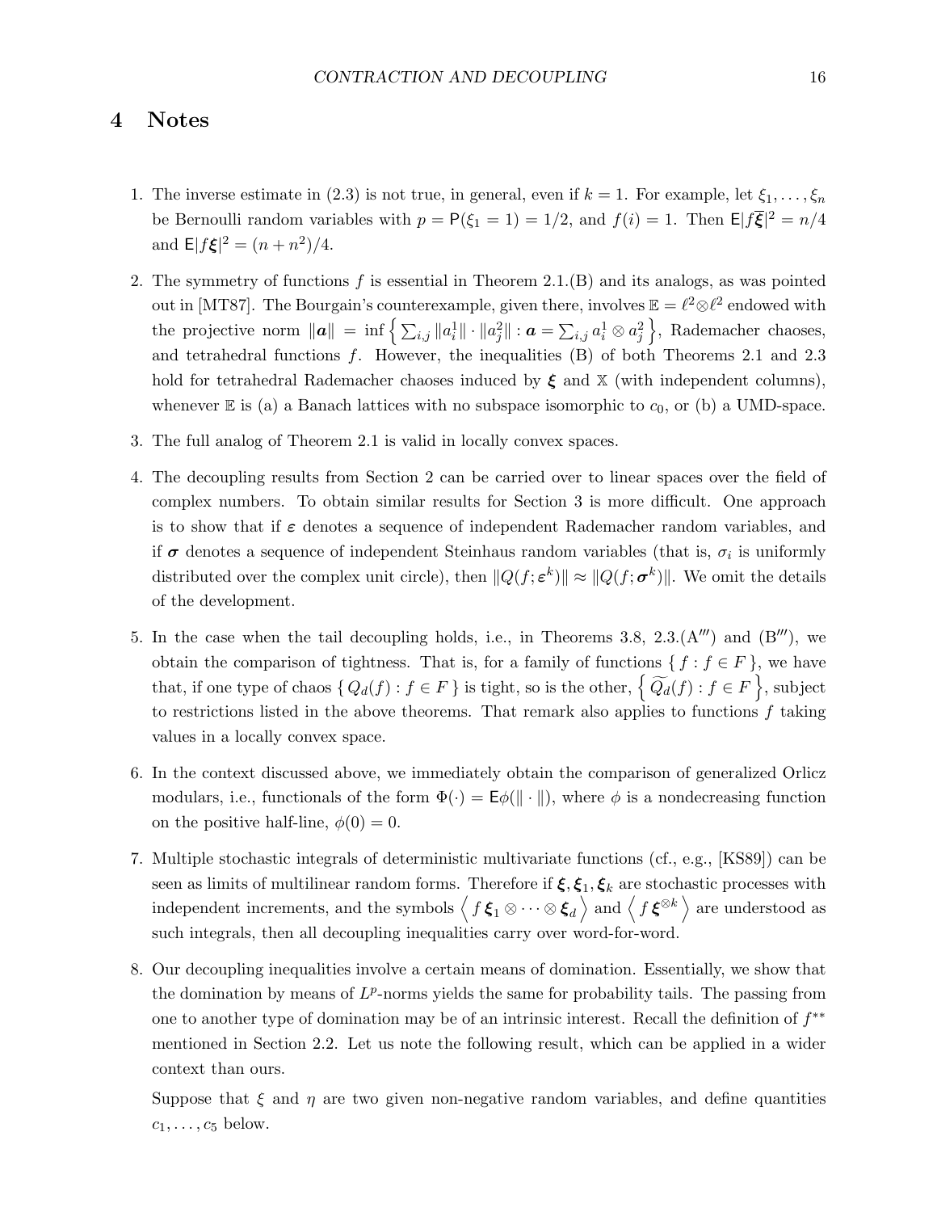# 4 Notes

1. The inverse estimate in (2.3) is not true, in general, even if $k = 1$. For example, let $\xi_1, \ldots, \xi_n$ be Bernoulli random variables with $p = \mathsf{P}(\xi_1 = 1) = 1/2$, and $f(i) = 1$. Then $\mathsf{E}|f\overline{\boldsymbol{\xi}}|^2 = n/4$ and $\mathsf{E}|f\boldsymbol{\xi}|^2 = (n + n^2)/4$.

2. The symmetry of functions $f$ is essential in Theorem 2.1.(B) and its analogs, as was pointed out in [MT87]. The Bourgain's counterexample, given there, involves $\mathbb{E} = \ell^2 \otimes \ell^2$ endowed with the projective norm $\|\boldsymbol{a}\| = \inf\left\{ \sum_{i,j} \|a_i^1\| \cdot \|a_j^2\| : \boldsymbol{a} = \sum_{i,j} a_i^1 \otimes a_j^2 \right\}$, Rademacher chaoses, and tetrahedral functions $f$. However, the inequalities (B) of both Theorems 2.1 and 2.3 hold for tetrahedral Rademacher chaoses induced by $\boldsymbol{\xi}$ and $\mathbb{X}$ (with independent columns), whenever $\mathbb{E}$ is (a) a Banach lattices with no subspace isomorphic to $c_0$, or (b) a UMD-space.

3. The full analog of Theorem 2.1 is valid in locally convex spaces.

4. The decoupling results from Section 2 can be carried over to linear spaces over the field of complex numbers. To obtain similar results for Section 3 is more difficult. One approach is to show that if $\boldsymbol{\varepsilon}$ denotes a sequence of independent Rademacher random variables, and if $\boldsymbol{\sigma}$ denotes a sequence of independent Steinhaus random variables (that is, $\sigma_i$ is uniformly distributed over the complex unit circle), then $\|Q(f;\boldsymbol{\varepsilon}^k)\| \approx \|Q(f;\boldsymbol{\sigma}^k)\|$. We omit the details of the development.

5. In the case when the tail decoupling holds, i.e., in Theorems 3.8, 2.3.(A$'''$) and (B$'''$), we obtain the comparison of tightness. That is, for a family of functions $\{ f : f \in F \}$, we have that, if one type of chaos $\{ Q_d(f) : f \in F \}$ is tight, so is the other, $\left\{ \widetilde{Q_d}(f) : f \in F \right\}$, subject to restrictions listed in the above theorems. That remark also applies to functions $f$ taking values in a locally convex space.

6. In the context discussed above, we immediately obtain the comparison of generalized Orlicz modulars, i.e., functionals of the form $\Phi(\cdot) = \mathsf{E}\phi(\|\cdot\|)$, where $\phi$ is a nondecreasing function on the positive half-line, $\phi(0) = 0$.

7. Multiple stochastic integrals of deterministic multivariate functions (cf., e.g., [KS89]) can be seen as limits of multilinear random forms. Therefore if $\boldsymbol{\xi}, \boldsymbol{\xi}_1, \boldsymbol{\xi}_k$ are stochastic processes with independent increments, and the symbols $\left\langle f\,\boldsymbol{\xi}_1 \otimes \cdots \otimes \boldsymbol{\xi}_d \right\rangle$ and $\left\langle f\,\boldsymbol{\xi}^{\otimes k} \right\rangle$ are understood as such integrals, then all decoupling inequalities carry over word-for-word.

8. Our decoupling inequalities involve a certain means of domination. Essentially, we show that the domination by means of $L^p$-norms yields the same for probability tails. The passing from one to another type of domination may be of an intrinsic interest. Recall the definition of $f^{**}$ mentioned in Section 2.2. Let us note the following result, which can be applied in a wider context than ours.

   Suppose that $\xi$ and $\eta$ are two given non-negative random variables, and define quantities $c_1, \ldots, c_5$ below.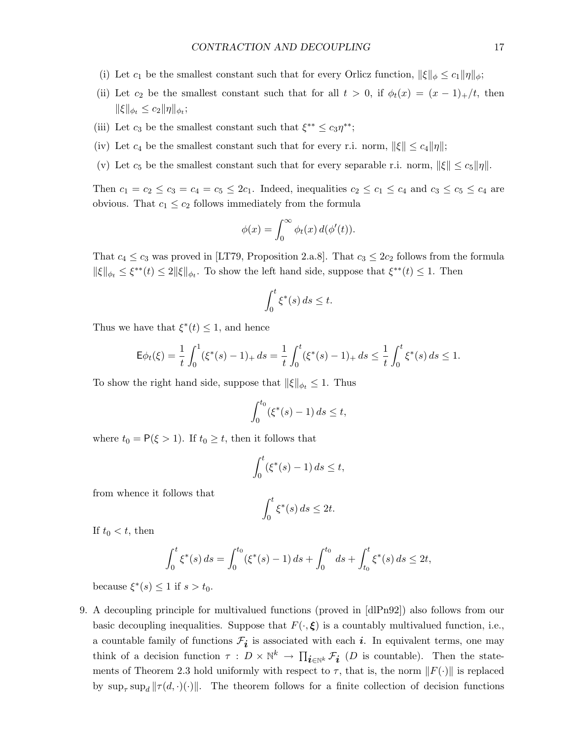- (i) Let $c_1$ be the smallest constant such that for every Orlicz function, $\|\xi\|_\phi \le c_1 \|\eta\|_\phi$;
- (ii) Let $c_2$ be the smallest constant such that for all $t > 0$, if $\phi_t(x) = (x-1)_+/t$, then $\|\xi\|_{\phi_t} \le c_2 \|\eta\|_{\phi_t}$;
- (iii) Let $c_3$ be the smallest constant such that $\xi^{**} \le c_3 \eta^{**}$;
- (iv) Let $c_4$ be the smallest constant such that for every r.i. norm, $\|\xi\| \le c_4 \|\eta\|$;
- (v) Let $c_5$ be the smallest constant such that for every separable r.i. norm, $\|\xi\| \le c_5 \|\eta\|$.

Then $c_1 = c_2 \le c_3 = c_4 = c_5 \le 2c_1$. Indeed, inequalities $c_2 \le c_1 \le c_4$ and $c_3 \le c_5 \le c_4$ are obvious. That $c_1 \le c_2$ follows immediately from the formula

$$\phi(x) = \int_0^\infty \phi_t(x)\, d(\phi'(t)).$$

That $c_4 \le c_3$ was proved in [LT79, Proposition 2.a.8]. That $c_3 \le 2c_2$ follows from the formula $\|\xi\|_{\phi_t} \le \xi^{**}(t) \le 2\|\xi\|_{\phi_t}$. To show the left hand side, suppose that $\xi^{**}(t) \le 1$. Then

$$\int_0^t \xi^*(s)\, ds \le t.$$

Thus we have that $\xi^*(t) \le 1$, and hence

$$\mathsf{E}\phi_t(\xi) = \frac{1}{t}\int_0^1 (\xi^*(s) - 1)_+\, ds = \frac{1}{t}\int_0^t (\xi^*(s)-1)_+\, ds \le \frac{1}{t}\int_0^t \xi^*(s)\, ds \le 1.$$

To show the right hand side, suppose that $\|\xi\|_{\phi_t} \le 1$. Thus

$$\int_0^{t_0} (\xi^*(s) - 1)\, ds \le t,$$

where $t_0 = \mathsf{P}(\xi > 1)$. If $t_0 \ge t$, then it follows that

$$\int_0^t (\xi^*(s) - 1)\, ds \le t,$$

from whence it follows that

$$\int_0^t \xi^*(s)\, ds \le 2t.$$

If $t_0 < t$, then

$$\int_0^t \xi^*(s)\, ds = \int_0^{t_0} (\xi^*(s)-1)\, ds + \int_0^{t_0} ds + \int_{t_0}^t \xi^*(s)\, ds \le 2t,$$

because $\xi^*(s) \le 1$ if $s > t_0$.

9. A decoupling principle for multivalued functions (proved in [dlPn92]) also follows from our basic decoupling inequalities. Suppose that $F(\cdot, \boldsymbol{\xi})$ is a countably multivalued function, i.e., a countable family of functions $\mathcal{F}_{\boldsymbol{i}}$ is associated with each $\boldsymbol{i}$. In equivalent terms, one may think of a decision function $\tau : D \times \mathbb{N}^k \to \prod_{\boldsymbol{i} \in \mathbb{N}^k} \mathcal{F}_{\boldsymbol{i}}$ ($D$ is countable). Then the statements of Theorem 2.3 hold uniformly with respect to $\tau$, that is, the norm $\|F(\cdot)\|$ is replaced by $\sup_\tau \sup_d \|\tau(d, \cdot)(\cdot)\|$. The theorem follows for a finite collection of decision functions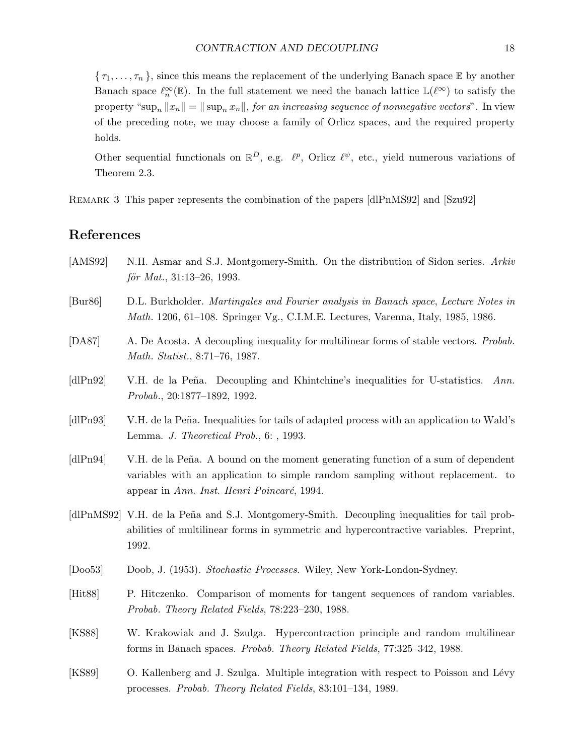$\{ \tau_1, \ldots, \tau_n \}$, since this means the replacement of the underlying Banach space $\mathbb{E}$ by another Banach space $\ell_n^\infty(\mathbb{E})$. In the full statement we need the banach lattice $\mathbb{L}(\ell^\infty)$ to satisfy the property "$\sup_n \|x_n\| = \|\sup_n x_n\|$, *for an increasing sequence of nonnegative vectors*". In view of the preceding note, we may choose a family of Orlicz spaces, and the required property holds.

Other sequential functionals on $\mathbb{R}^D$, e.g. $\ell^p$, Orlicz $\ell^\psi$, etc., yield numerous variations of Theorem 2.3.

Remark 3 This paper represents the combination of the papers [dlPnMS92] and [Szu92]

## References

[AMS92] N.H. Asmar and S.J. Montgomery-Smith. On the distribution of Sidon series. *Arkiv fӧr Mat.*, 31:13–26, 1993.

[Bur86] D.L. Burkholder. *Martingales and Fourier analysis in Banach space*, *Lecture Notes in Math.* 1206, 61–108. Springer Vg., C.I.M.E. Lectures, Varenna, Italy, 1985, 1986.

[DA87] A. De Acosta. A decoupling inequality for multilinear forms of stable vectors. *Probab. Math. Statist.*, 8:71–76, 1987.

[dlPn92] V.H. de la Peña. Decoupling and Khintchine's inequalities for U-statistics. *Ann. Probab.*, 20:1877–1892, 1992.

[dlPn93] V.H. de la Peña. Inequalities for tails of adapted process with an application to Wald's Lemma. *J. Theoretical Prob.*, 6: , 1993.

[dlPn94] V.H. de la Peña. A bound on the moment generating function of a sum of dependent variables with an application to simple random sampling without replacement. to appear in *Ann. Inst. Henri Poincaré*, 1994.

[dlPnMS92] V.H. de la Peña and S.J. Montgomery-Smith. Decoupling inequalities for tail probabilities of multilinear forms in symmetric and hypercontractive variables. Preprint, 1992.

[Doo53] Doob, J. (1953). *Stochastic Processes*. Wiley, New York-London-Sydney.

[Hit88] P. Hitczenko. Comparison of moments for tangent sequences of random variables. *Probab. Theory Related Fields*, 78:223–230, 1988.

[KS88] W. Krakowiak and J. Szulga. Hypercontraction principle and random multilinear forms in Banach spaces. *Probab. Theory Related Fields*, 77:325–342, 1988.

[KS89] O. Kallenberg and J. Szulga. Multiple integration with respect to Poisson and Lévy processes. *Probab. Theory Related Fields*, 83:101–134, 1989.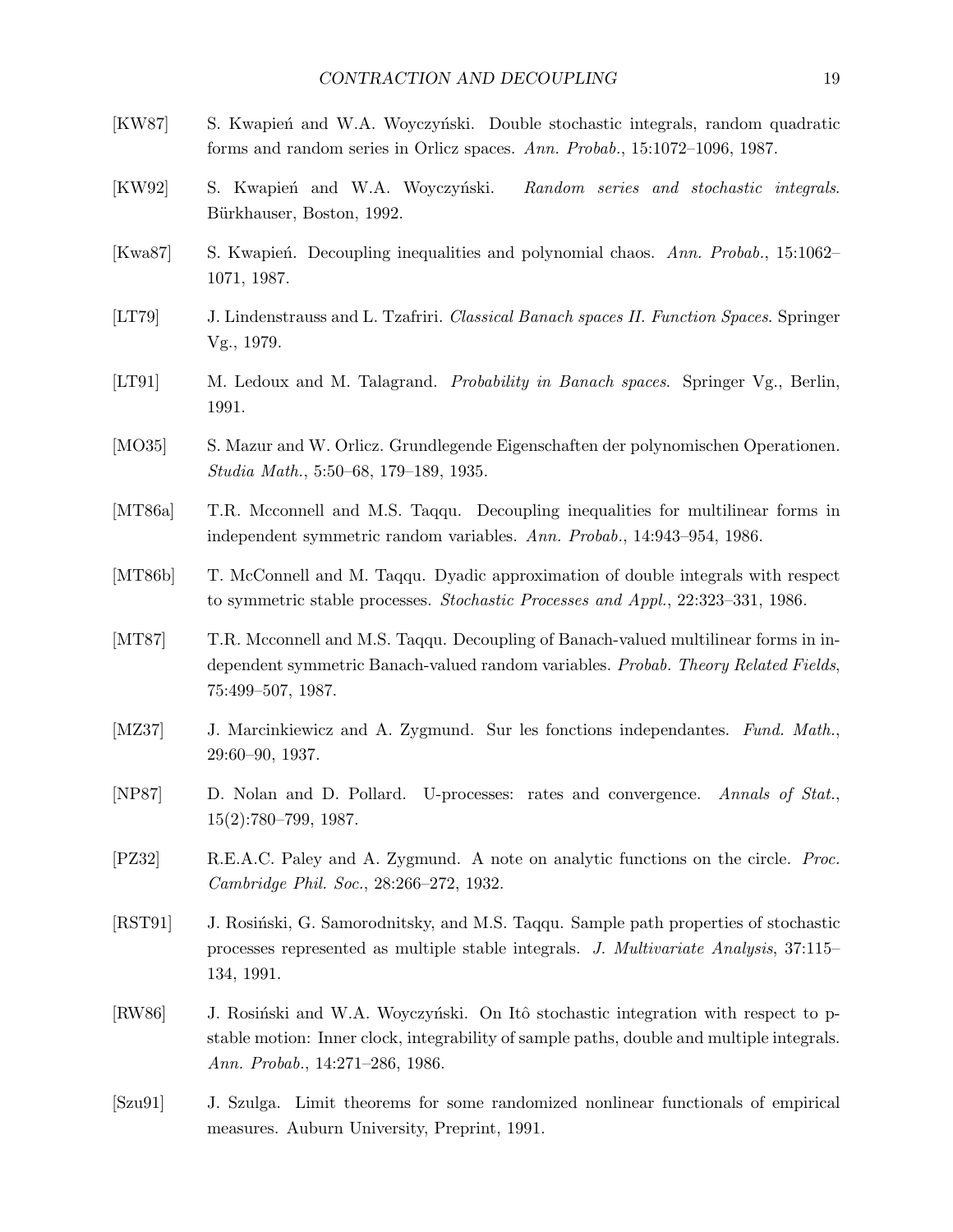[KW87] S. Kwapień and W.A. Woyczyński. Double stochastic integrals, random quadratic forms and random series in Orlicz spaces. *Ann. Probab.*, 15:1072–1096, 1987.

[KW92] S. Kwapień and W.A. Woyczyński. *Random series and stochastic integrals*. Bürkhauser, Boston, 1992.

[Kwa87] S. Kwapień. Decoupling inequalities and polynomial chaos. *Ann. Probab.*, 15:1062–1071, 1987.

[LT79] J. Lindenstrauss and L. Tzafriri. *Classical Banach spaces II. Function Spaces*. Springer Vg., 1979.

[LT91] M. Ledoux and M. Talagrand. *Probability in Banach spaces*. Springer Vg., Berlin, 1991.

[MO35] S. Mazur and W. Orlicz. Grundlegende Eigenschaften der polynomischen Operationen. *Studia Math.*, 5:50–68, 179–189, 1935.

[MT86a] T.R. Mcconnell and M.S. Taqqu. Decoupling inequalities for multilinear forms in independent symmetric random variables. *Ann. Probab.*, 14:943–954, 1986.

[MT86b] T. McConnell and M. Taqqu. Dyadic approximation of double integrals with respect to symmetric stable processes. *Stochastic Processes and Appl.*, 22:323–331, 1986.

[MT87] T.R. Mcconnell and M.S. Taqqu. Decoupling of Banach-valued multilinear forms in independent symmetric Banach-valued random variables. *Probab. Theory Related Fields*, 75:499–507, 1987.

[MZ37] J. Marcinkiewicz and A. Zygmund. Sur les fonctions independantes. *Fund. Math.*, 29:60–90, 1937.

[NP87] D. Nolan and D. Pollard. U-processes: rates and convergence. *Annals of Stat.*, 15(2):780–799, 1987.

[PZ32] R.E.A.C. Paley and A. Zygmund. A note on analytic functions on the circle. *Proc. Cambridge Phil. Soc.*, 28:266–272, 1932.

[RST91] J. Rosiński, G. Samorodnitsky, and M.S. Taqqu. Sample path properties of stochastic processes represented as multiple stable integrals. *J. Multivariate Analysis*, 37:115–134, 1991.

[RW86] J. Rosiński and W.A. Woyczyński. On Itô stochastic integration with respect to p-stable motion: Inner clock, integrability of sample paths, double and multiple integrals. *Ann. Probab.*, 14:271–286, 1986.

[Szu91] J. Szulga. Limit theorems for some randomized nonlinear functionals of empirical measures. Auburn University, Preprint, 1991.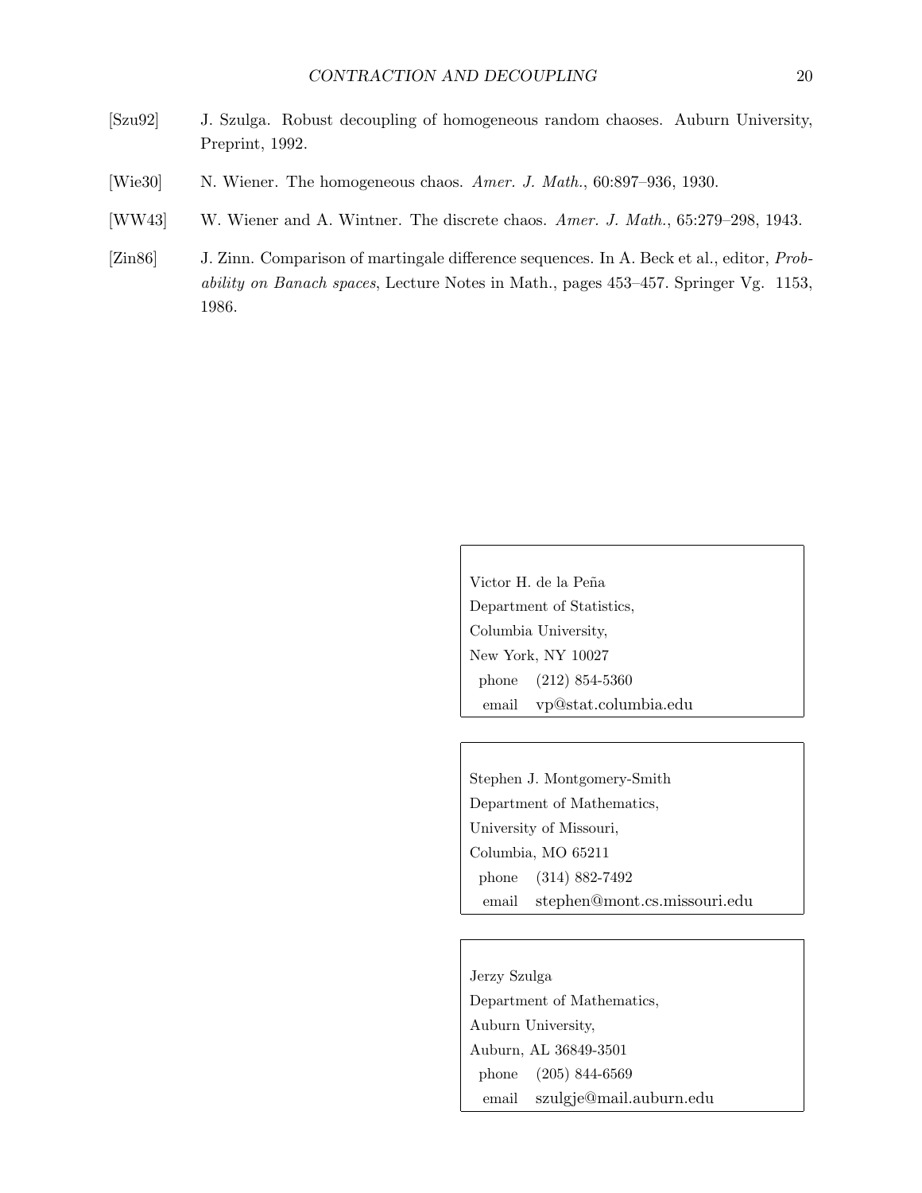[Szu92] J. Szulga. Robust decoupling of homogeneous random chaoses. Auburn University, Preprint, 1992.

[Wie30] N. Wiener. The homogeneous chaos. *Amer. J. Math.*, 60:897–936, 1930.

[WW43] W. Wiener and A. Wintner. The discrete chaos. *Amer. J. Math.*, 65:279–298, 1943.

[Zin86] J. Zinn. Comparison of martingale difference sequences. In A. Beck et al., editor, *Probability on Banach spaces*, Lecture Notes in Math., pages 453–457. Springer Vg. 1153, 1986.

Victor H. de la Peña
Department of Statistics,
Columbia University,
New York, NY 10027
phone (212) 854-5360
email vp@stat.columbia.edu

Stephen J. Montgomery-Smith
Department of Mathematics,
University of Missouri,
Columbia, MO 65211
phone (314) 882-7492
email stephen@mont.cs.missouri.edu

Jerzy Szulga
Department of Mathematics,
Auburn University,
Auburn, AL 36849-3501
phone (205) 844-6569
email szulgje@mail.auburn.edu